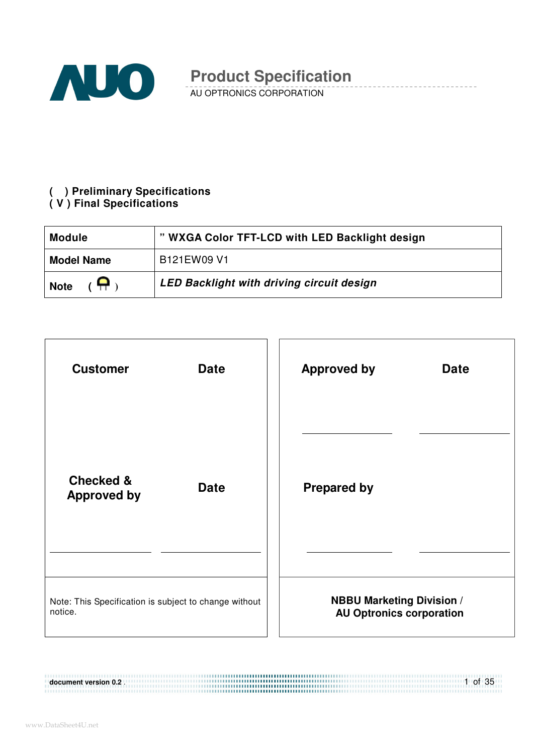# Product Specification

AU OPTRONICS CORPORATION

( ) **Preliminary Specifications**
( V ) **Final Specifications**

| **Module** | **" WXGA Color TFT-LCD with LED Backlight design** |
|---|---|
| **Model Name** | B121EW09 V1 |
| **Note** ( ) | ***LED Backlight with driving circuit design*** |

| **Customer** | **Date** | **Approved by** | **Date** |
|---|---|---|---|
| **Checked & Approved by** | **Date** | **Prepared by** | |
| Note: This Specification is subject to change without notice. | | **NBBU Marketing Division / AU Optronics corporation** | |

document version 0.2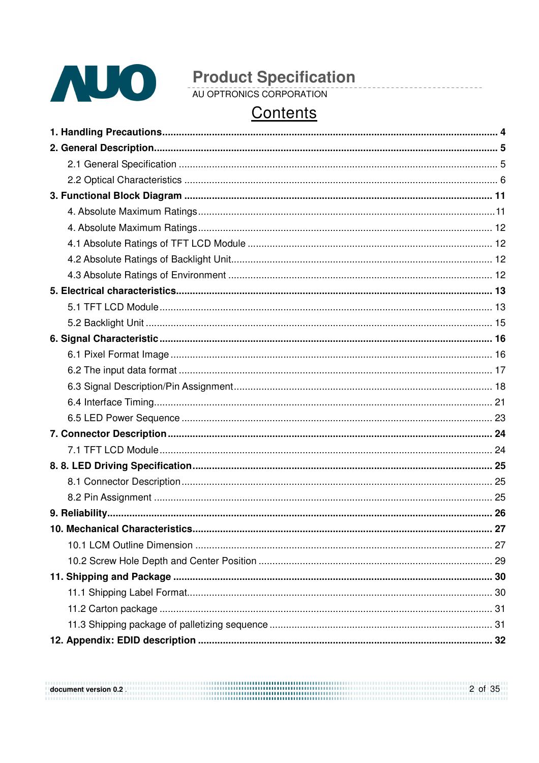# Contents

**1. Handling Precautions....................................................................................................... 4**

**2. General Description.......................................................................................................... 5**

- 2.1 General Specification ........................................................................................................ 5
- 2.2 Optical Characteristics ...................................................................................................... 6

**3. Functional Block Diagram ............................................................................................... 11**

- 4. Absolute Maximum Ratings................................................................................................ 11
- 4. Absolute Maximum Ratings................................................................................................ 12
- 4.1 Absolute Ratings of TFT LCD Module ............................................................................. 12
- 4.2 Absolute Ratings of Backlight Unit.................................................................................... 12
- 4.3 Absolute Ratings of Environment ..................................................................................... 12

**5. Electrical characteristics................................................................................................... 13**

- 5.1 TFT LCD Module............................................................................................................. 13
- 5.2 Backlight Unit .................................................................................................................. 15

**6. Signal Characteristic......................................................................................................... 16**

- 6.1 Pixel Format Image .......................................................................................................... 16
- 6.2 The input data format ....................................................................................................... 17
- 6.3 Signal Description/Pin Assignment................................................................................... 18
- 6.4 Interface Timing................................................................................................................ 21
- 6.5 LED Power Sequence ...................................................................................................... 23

**7. Connector Description...................................................................................................... 24**

- 7.1 TFT LCD Module............................................................................................................. 24

**8. 8. LED Driving Specification.............................................................................................. 25**

- 8.1 Connector Description...................................................................................................... 25
- 8.2 Pin Assignment ............................................................................................................... 25

**9. Reliability.......................................................................................................................... 26**

**10. Mechanical Characteristics............................................................................................. 27**

- 10.1 LCM Outline Dimension ................................................................................................. 27
- 10.2 Screw Hole Depth and Center Position .......................................................................... 29

**11. Shipping and Package .................................................................................................... 30**

- 11.1 Shipping Label Format.................................................................................................... 30
- 11.2 Carton package .............................................................................................................. 31
- 11.3 Shipping package of palletizing sequence ...................................................................... 31

**12. Appendix: EDID description ........................................................................................... 32**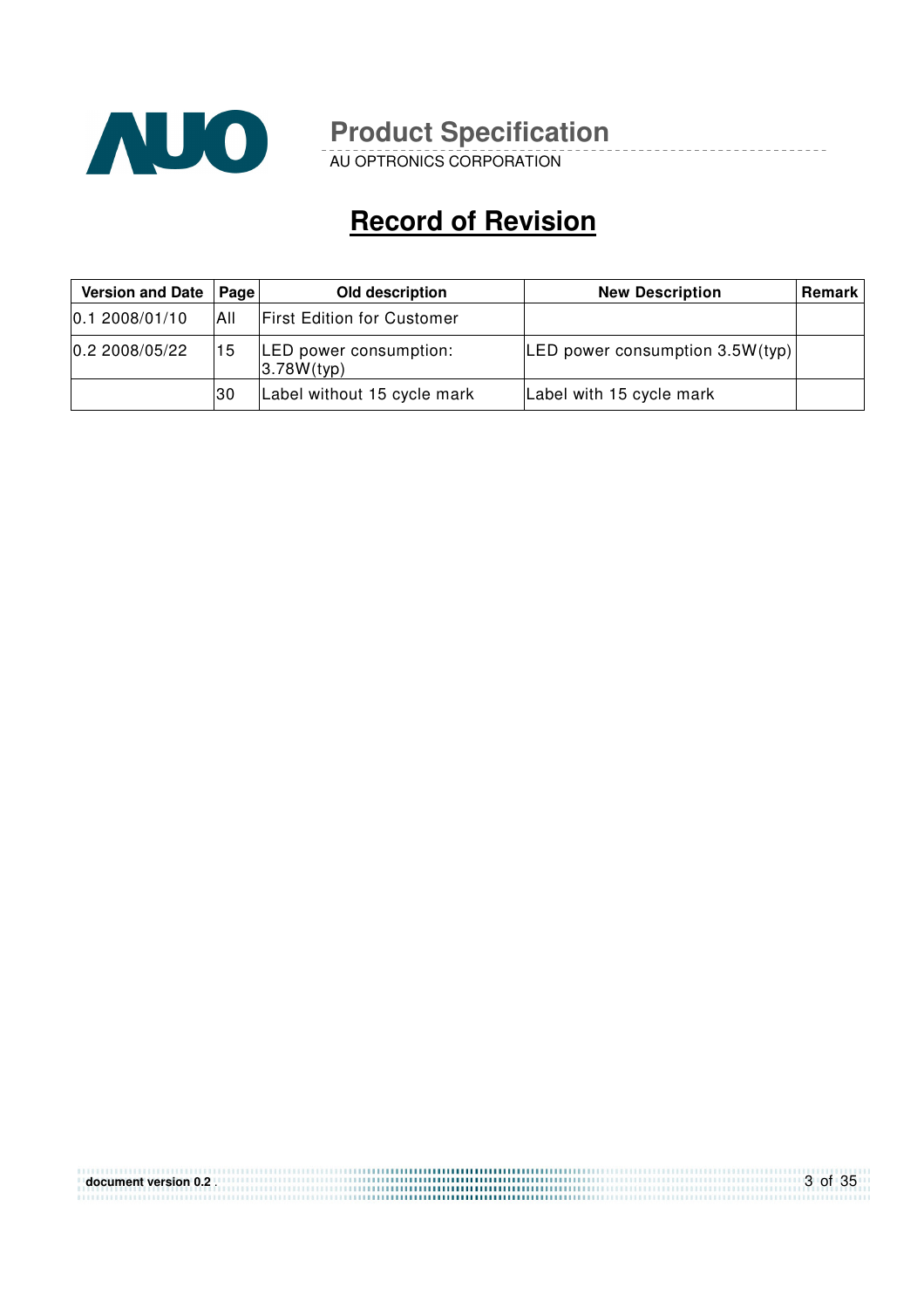# Record of Revision

| Version and Date | Page | Old description | New Description | Remark |
|---|---|---|---|---|
| 0.1 2008/01/10 | All | First Edition for Customer | | |
| 0.2 2008/05/22 | 15 | LED power consumption: 3.78W(typ) | LED power consumption 3.5W(typ) | |
| | 30 | Label without 15 cycle mark | Label with 15 cycle mark | |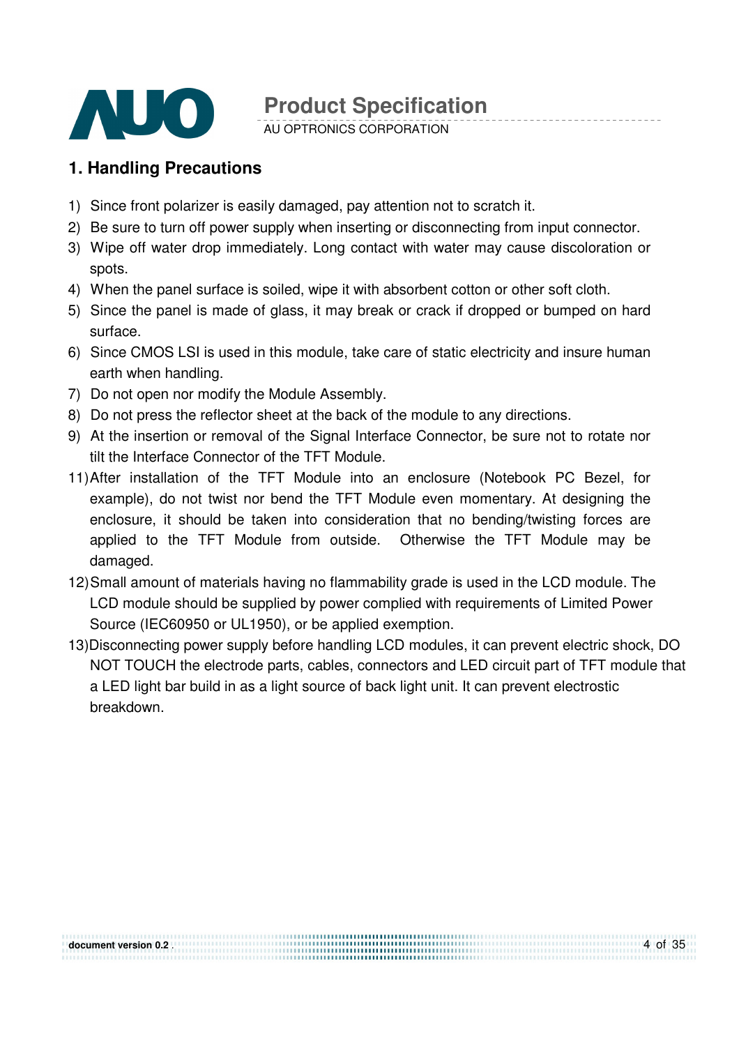## 1. Handling Precautions

1) Since front polarizer is easily damaged, pay attention not to scratch it.
2) Be sure to turn off power supply when inserting or disconnecting from input connector.
3) Wipe off water drop immediately. Long contact with water may cause discoloration or spots.
4) When the panel surface is soiled, wipe it with absorbent cotton or other soft cloth.
5) Since the panel is made of glass, it may break or crack if dropped or bumped on hard surface.
6) Since CMOS LSI is used in this module, take care of static electricity and insure human earth when handling.
7) Do not open nor modify the Module Assembly.
8) Do not press the reflector sheet at the back of the module to any directions.
9) At the insertion or removal of the Signal Interface Connector, be sure not to rotate nor tilt the Interface Connector of the TFT Module.

11) After installation of the TFT Module into an enclosure (Notebook PC Bezel, for example), do not twist nor bend the TFT Module even momentary. At designing the enclosure, it should be taken into consideration that no bending/twisting forces are applied to the TFT Module from outside. Otherwise the TFT Module may be damaged.
12) Small amount of materials having no flammability grade is used in the LCD module. The LCD module should be supplied by power complied with requirements of Limited Power Source (IEC60950 or UL1950), or be applied exemption.
13) Disconnecting power supply before handling LCD modules, it can prevent electric shock, DO NOT TOUCH the electrode parts, cables, connectors and LED circuit part of TFT module that a LED light bar build in as a light source of back light unit. It can prevent electrostic breakdown.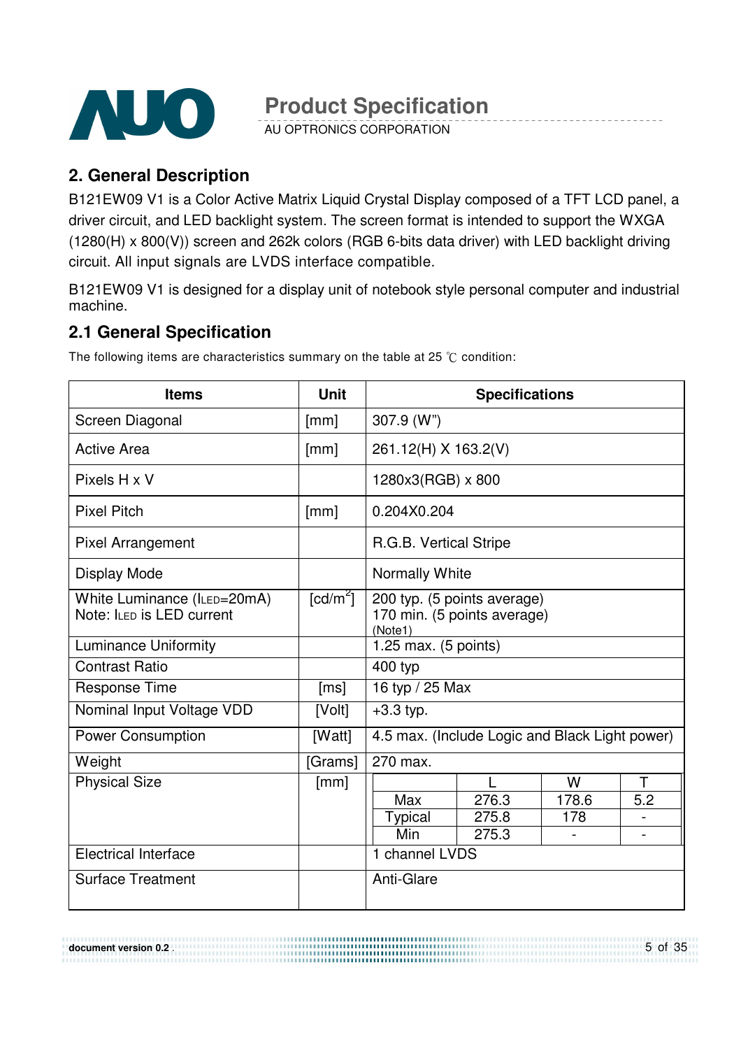## 2. General Description

B121EW09 V1 is a Color Active Matrix Liquid Crystal Display composed of a TFT LCD panel, a driver circuit, and LED backlight system. The screen format is intended to support the WXGA (1280(H) x 800(V)) screen and 262k colors (RGB 6-bits data driver) with LED backlight driving circuit. All input signals are LVDS interface compatible.

B121EW09 V1 is designed for a display unit of notebook style personal computer and industrial machine.

## 2.1 General Specification

The following items are characteristics summary on the table at 25 ℃ condition:

| Items | Unit | Specifications | | | |
|---|---|---|---|---|---|
| Screen Diagonal | [mm] | 307.9 (W") | | | |
| Active Area | [mm] | 261.12(H) X 163.2(V) | | | |
| Pixels H x V | | 1280x3(RGB) x 800 | | | |
| Pixel Pitch | [mm] | 0.204X0.204 | | | |
| Pixel Arrangement | | R.G.B. Vertical Stripe | | | |
| Display Mode | | Normally White | | | |
| White Luminance ($I_{LED}$=20mA)<br>Note: $I_{LED}$ is LED current | [cd/m$^2$] | 200 typ. (5 points average)<br>170 min. (5 points average)<br>(Note1) | | | |
| Luminance Uniformity | | 1.25 max. (5 points) | | | |
| Contrast Ratio | | 400 typ | | | |
| Response Time | [ms] | 16 typ / 25 Max | | | |
| Nominal Input Voltage VDD | [Volt] | +3.3 typ. | | | |
| Power Consumption | [Watt] | 4.5 max. (Include Logic and Black Light power) | | | |
| Weight | [Grams] | 270 max. | | | |
| Physical Size | [mm] | | L | W | T |
| | | Max | 276.3 | 178.6 | 5.2 |
| | | Typical | 275.8 | 178 | - |
| | | Min | 275.3 | - | - |
| Electrical Interface | | 1 channel LVDS | | | |
| Surface Treatment | | Anti-Glare | | | |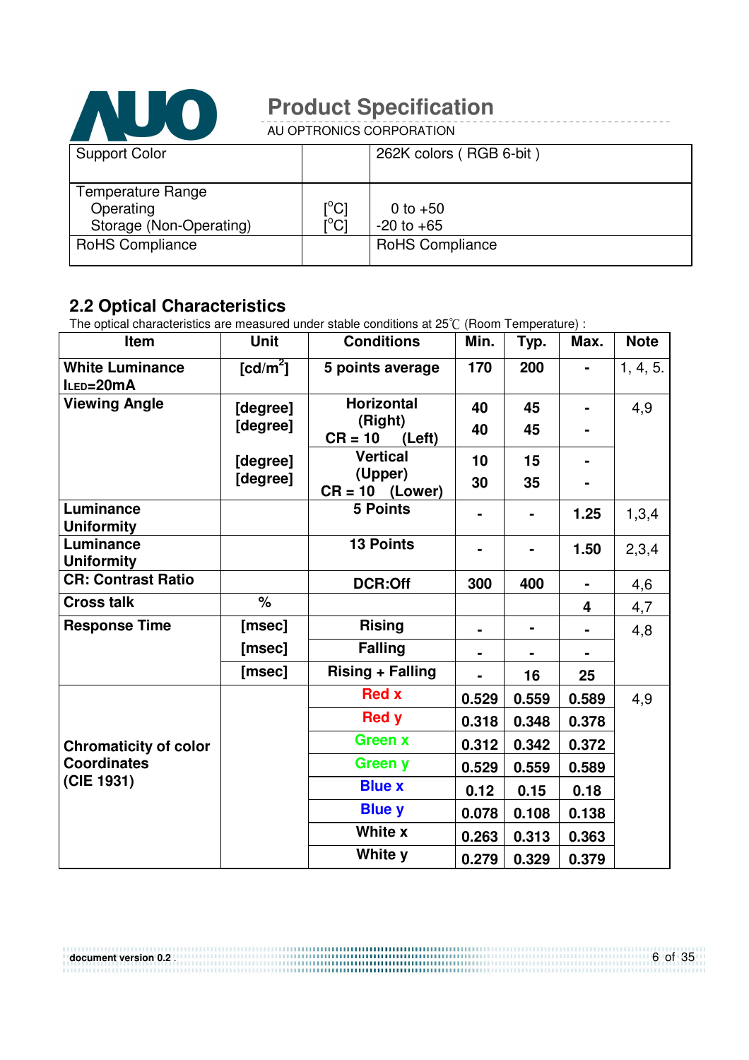| Support Color | | 262K colors ( RGB 6-bit ) |
|---|---|---|
| Temperature Range<br>Operating<br>Storage (Non-Operating) | <br>[°C]<br>[°C] | <br>0 to +50<br>-20 to +65 |
| RoHS Compliance | | RoHS Compliance |

## 2.2 Optical Characteristics

The optical characteristics are measured under stable conditions at 25℃ (Room Temperature) :

| Item | Unit | Conditions | Min. | Typ. | Max. | Note |
|---|---|---|---|---|---|---|
| **White Luminance** **$I_{LED}$=20mA** | **[cd/m$^2$]** | **5 points average** | **170** | **200** | **-** | 1, 4, 5. |
| **Viewing Angle** | **[degree]** | **Horizontal (Right)** | **40** | **45** | **-** | 4,9 |
| | **[degree]** | **CR = 10 (Left)** | **40** | **45** | **-** | |
| | **[degree]** | **Vertical (Upper)** | **10** | **15** | **-** | |
| | **[degree]** | **CR = 10 (Lower)** | **30** | **35** | **-** | |
| **Luminance Uniformity** | | **5 Points** | **-** | **-** | **1.25** | 1,3,4 |
| **Luminance Uniformity** | | **13 Points** | **-** | **-** | **1.50** | 2,3,4 |
| **CR: Contrast Ratio** | | **DCR:Off** | **300** | **400** | **-** | 4,6 |
| **Cross talk** | **%** | | | | **4** | 4,7 |
| **Response Time** | **[msec]** | **Rising** | **-** | **-** | **-** | 4,8 |
| | **[msec]** | **Falling** | **-** | **-** | **-** | |
| | **[msec]** | **Rising + Falling** | **-** | **16** | **25** | |
| **Chromaticity of color Coordinates (CIE 1931)** | | **Red x** | **0.529** | **0.559** | **0.589** | 4,9 |
| | | **Red y** | **0.318** | **0.348** | **0.378** | |
| | | **Green x** | **0.312** | **0.342** | **0.372** | |
| | | **Green y** | **0.529** | **0.559** | **0.589** | |
| | | **Blue x** | **0.12** | **0.15** | **0.18** | |
| | | **Blue y** | **0.078** | **0.108** | **0.138** | |
| | | **White x** | **0.263** | **0.313** | **0.363** | |
| | | **White y** | **0.279** | **0.329** | **0.379** | |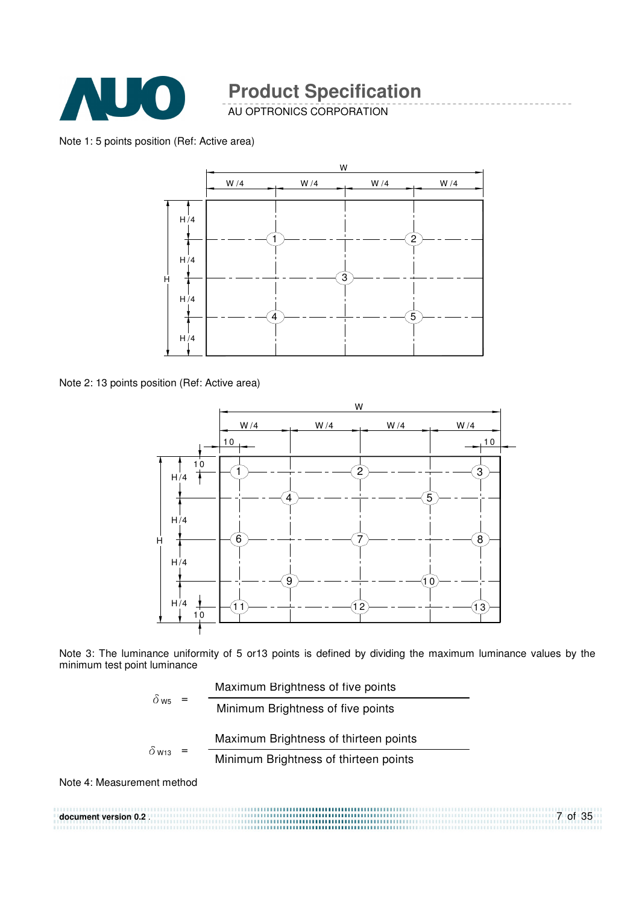Note 1: 5 points position (Ref: Active area)

Note 2: 13 points position (Ref: Active area)

Note 3: The luminance uniformity of 5 or13 points is defined by dividing the maximum luminance values by the minimum test point luminance

$$\delta_{W5} = \frac{\text{Maximum Brightness of five points}}{\text{Minimum Brightness of five points}}$$

$$\delta_{W13} = \frac{\text{Maximum Brightness of thirteen points}}{\text{Minimum Brightness of thirteen points}}$$

Note 4: Measurement method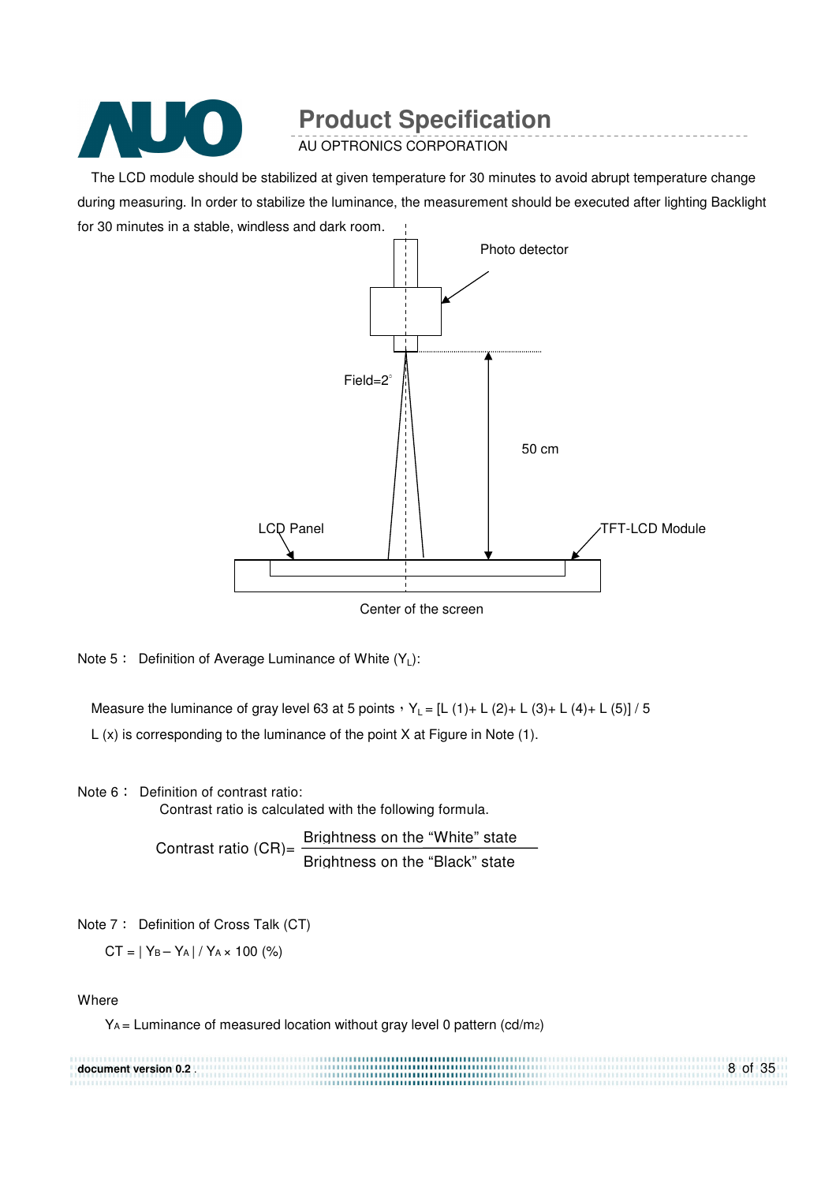The LCD module should be stabilized at given temperature for 30 minutes to avoid abrupt temperature change during measuring. In order to stabilize the luminance, the measurement should be executed after lighting Backlight for 30 minutes in a stable, windless and dark room.

Photo detector

Field=2°

50 cm

LCD Panel

TFT-LCD Module

Center of the screen

Note 5： Definition of Average Luminance of White ($Y_L$):

Measure the luminance of gray level 63 at 5 points，$Y_L$ = [L (1)+ L (2)+ L (3)+ L (4)+ L (5)] / 5

L (x) is corresponding to the luminance of the point X at Figure in Note (1).

Note 6： Definition of contrast ratio:

Contrast ratio is calculated with the following formula.

$$\text{Contrast ratio (CR)} = \frac{\text{Brightness on the "White" state}}{\text{Brightness on the "Black" state}}$$

Note 7： Definition of Cross Talk (CT)

$$CT = | Y_B - Y_A | / Y_A \times 100\ (\%)$$

Where

$Y_A$ = Luminance of measured location without gray level 0 pattern (cd/m2)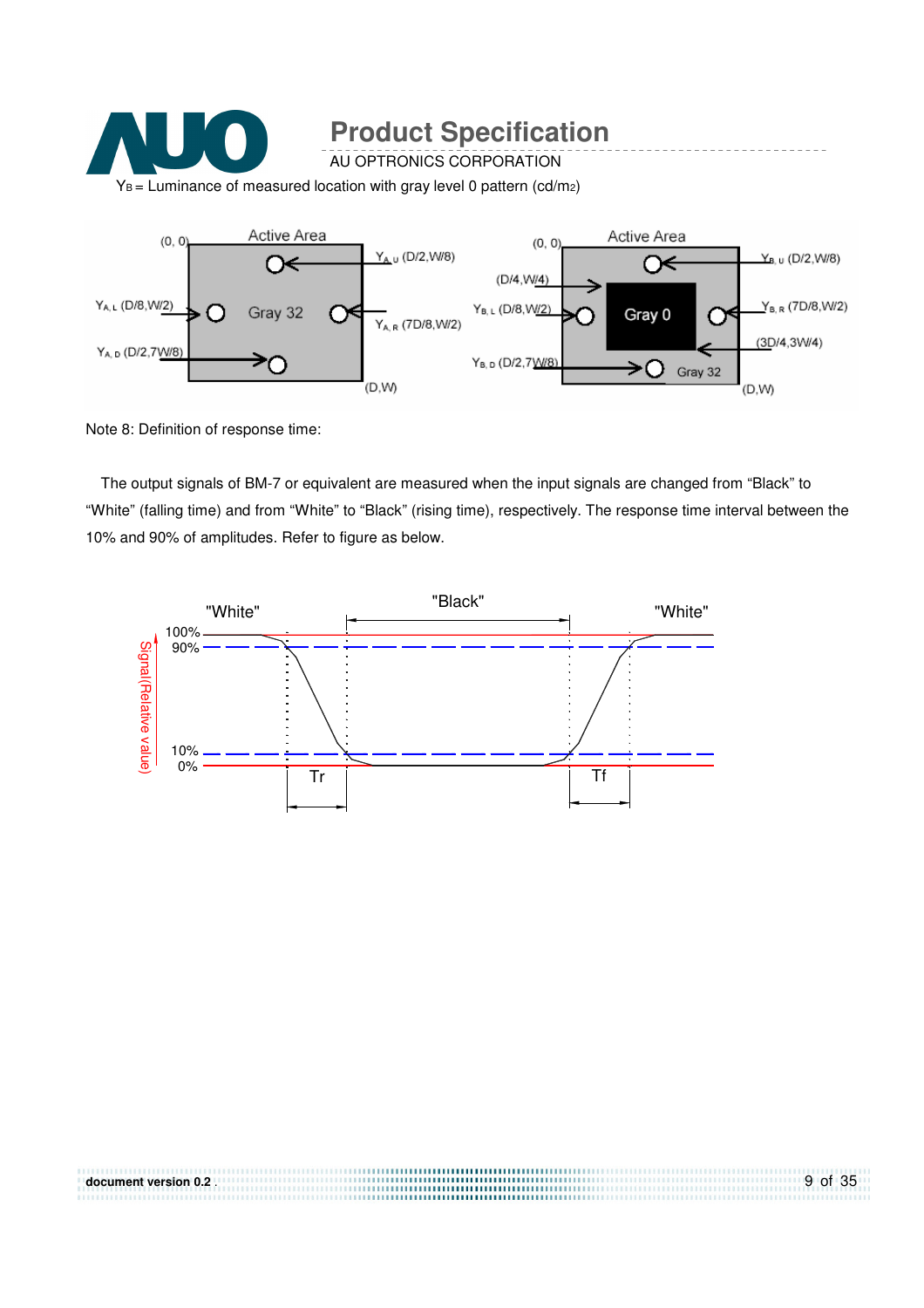$Y_B$ = Luminance of measured location with gray level 0 pattern (cd/m2)

Note 8: Definition of response time:

The output signals of BM-7 or equivalent are measured when the input signals are changed from “Black” to “White” (falling time) and from “White” to “Black” (rising time), respectively. The response time interval between the 10% and 90% of amplitudes. Refer to figure as below.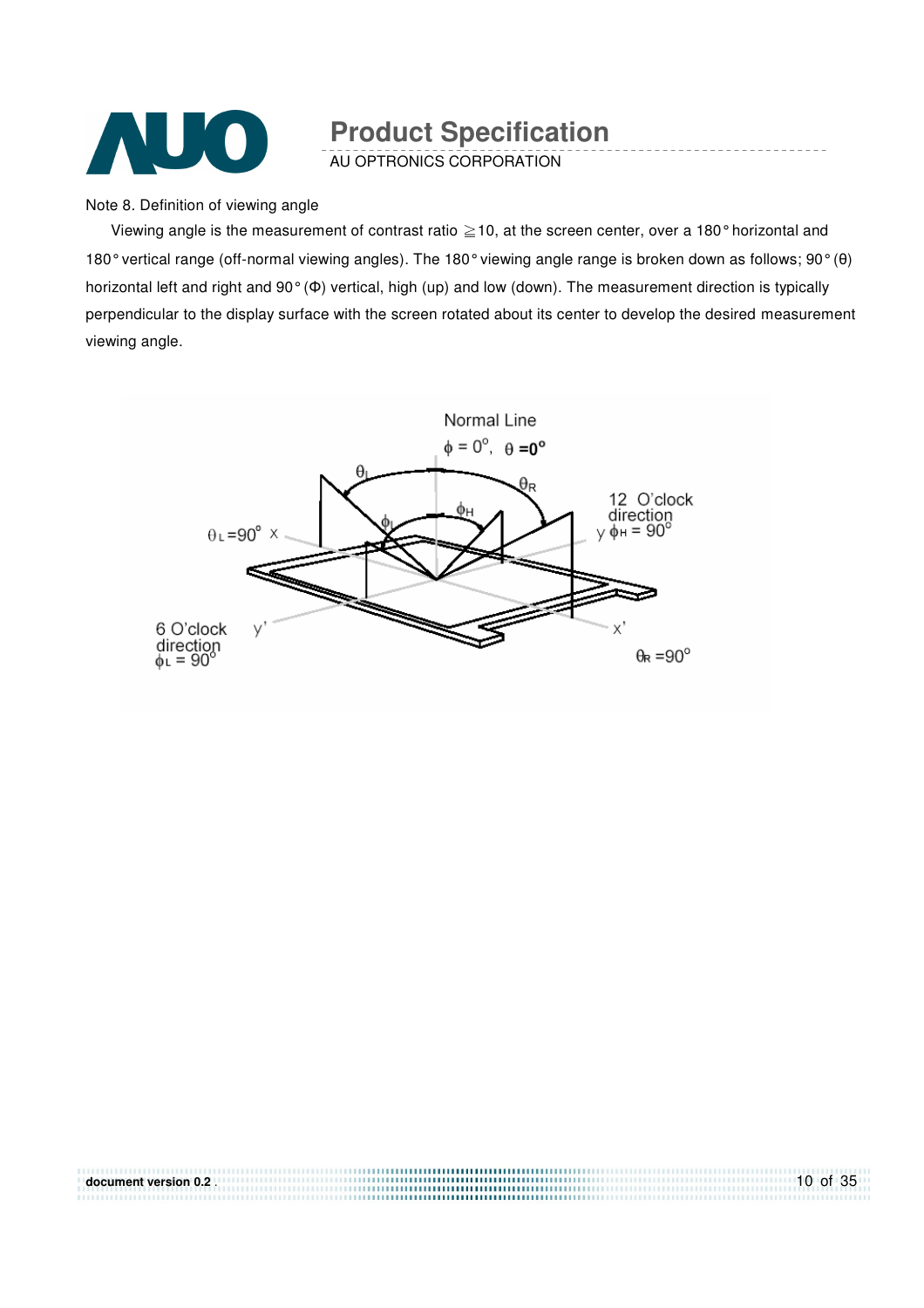Note 8. Definition of viewing angle

Viewing angle is the measurement of contrast ratio ≧10, at the screen center, over a 180° horizontal and 180° vertical range (off-normal viewing angles). The 180° viewing angle range is broken down as follows; 90° (θ) horizontal left and right and 90° (Φ) vertical, high (up) and low (down). The measurement direction is typically perpendicular to the display surface with the screen rotated about its center to develop the desired measurement viewing angle.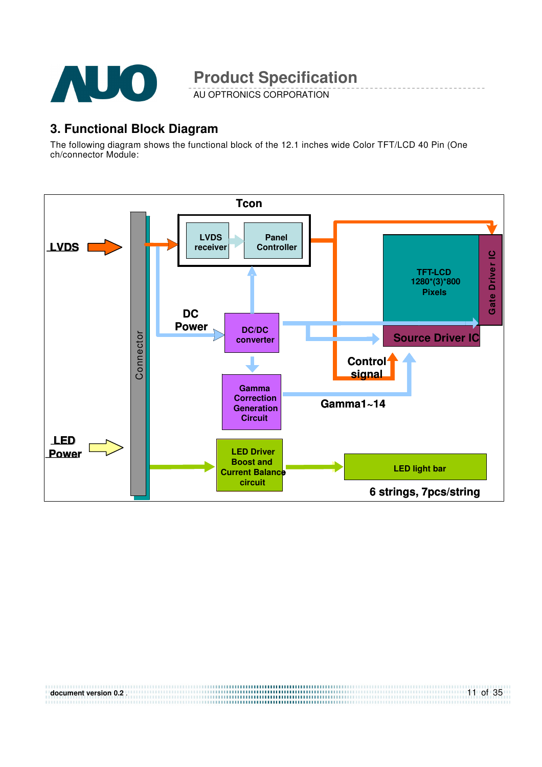## 3. Functional Block Diagram

The following diagram shows the functional block of the 12.1 inches wide Color TFT/LCD 40 Pin (One ch/connector Module:

LVDS

Tcon

LVDS receiver

Panel Controller

TFT-LCD 1280*(3)*800 Pixels

Gate Driver IC

Source Driver IC

DC Power

DC/DC converter

Control signal

Gamma Correction Generation Circuit

Gamma1~14

Connector

LED Power

LED Driver Boost and Current Balance circuit

LED light bar

6 strings, 7pcs/string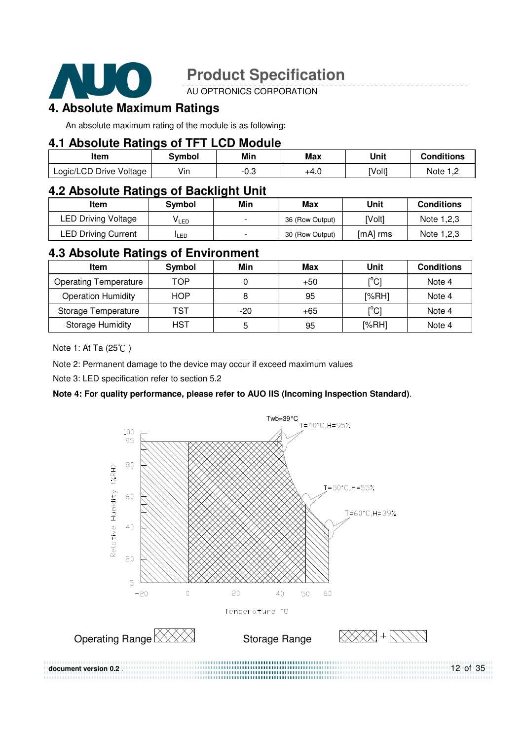# 4. Absolute Maximum Ratings

An absolute maximum rating of the module is as following:

## 4.1 Absolute Ratings of TFT LCD Module

| Item | Symbol | Min | Max | Unit | Conditions |
|---|---|---|---|---|---|
| Logic/LCD Drive Voltage | Vin | -0.3 | +4.0 | [Volt] | Note 1,2 |

## 4.2 Absolute Ratings of Backlight Unit

| Item | Symbol | Min | Max | Unit | Conditions |
|---|---|---|---|---|---|
| LED Driving Voltage | $V_{LED}$ | - | 36 (Row Output) | [Volt] | Note 1,2,3 |
| LED Driving Current | $I_{LED}$ | - | 30 (Row Output) | [mA] rms | Note 1,2,3 |

## 4.3 Absolute Ratings of Environment

| Item | Symbol | Min | Max | Unit | Conditions |
|---|---|---|---|---|---|
| Operating Temperature | TOP | 0 | +50 | [°C] | Note 4 |
| Operation Humidity | HOP | 8 | 95 | [%RH] | Note 4 |
| Storage Temperature | TST | -20 | +65 | [°C] | Note 4 |
| Storage Humidity | HST | 5 | 95 | [%RH] | Note 4 |

Note 1: At Ta (25℃ )

Note 2: Permanent damage to the device may occur if exceed maximum values

Note 3: LED specification refer to section 5.2

**Note 4: For quality performance, please refer to AUO IIS (Incoming Inspection Standard)**.

Twb=39°C
T=40°C,H=95%
T=50°C,H=55%
T=60°C,H=39%

Relative Humidity (%RH)

Temperature °C

Operating Range

Storage Range +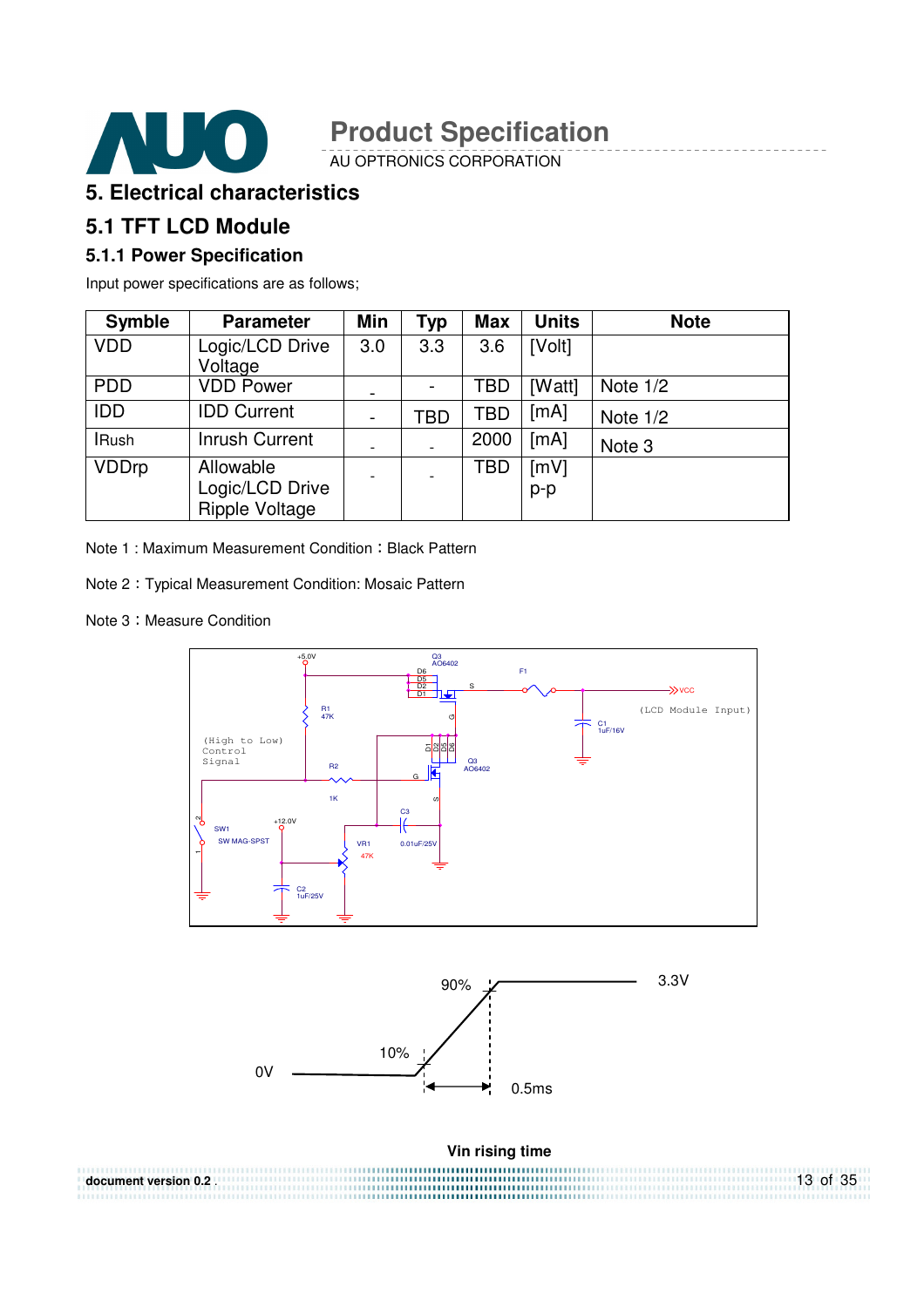# 5. Electrical characteristics

## 5.1 TFT LCD Module

### 5.1.1 Power Specification

Input power specifications are as follows;

| Symble | Parameter | Min | Typ | Max | Units | Note |
|---|---|---|---|---|---|---|
| VDD | Logic/LCD Drive Voltage | 3.0 | 3.3 | 3.6 | [Volt] | |
| PDD | VDD Power | - | - | TBD | [Watt] | Note 1/2 |
| IDD | IDD Current | - | TBD | TBD | [mA] | Note 1/2 |
| IRush | Inrush Current | - | - | 2000 | [mA] | Note 3 |
| VDDrp | Allowable Logic/LCD Drive Ripple Voltage | - | - | TBD | [mV] p-p | |

Note 1 : Maximum Measurement Condition：Black Pattern

Note 2：Typical Measurement Condition: Mosaic Pattern

Note 3：Measure Condition

Vin rising time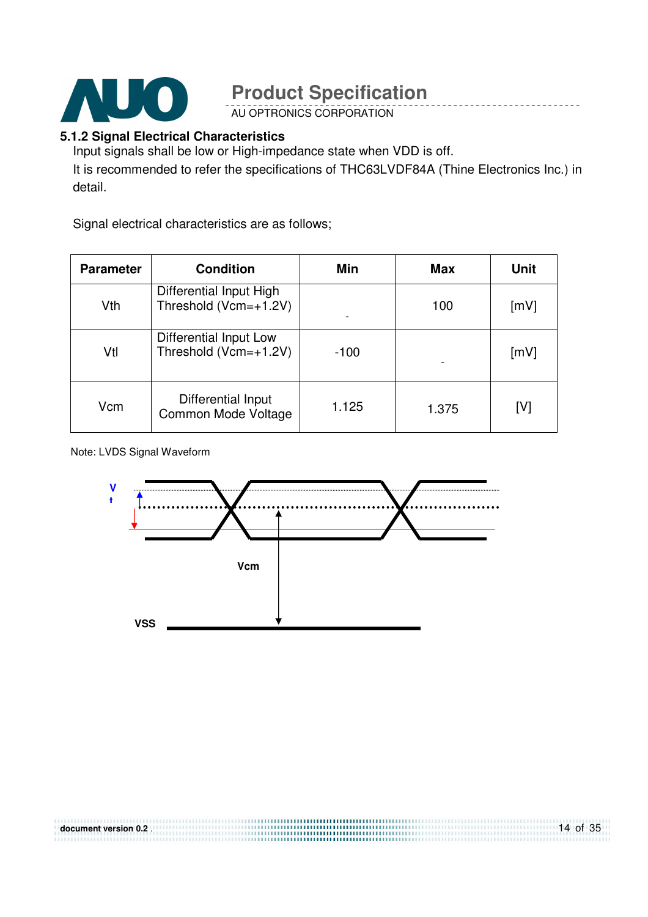### 5.1.2 Signal Electrical Characteristics

Input signals shall be low or High-impedance state when VDD is off.

It is recommended to refer the specifications of THC63LVDF84A (Thine Electronics Inc.) in detail.

Signal electrical characteristics are as follows;

| Parameter | Condition | Min | Max | Unit |
|---|---|---|---|---|
| Vth | Differential Input High Threshold (Vcm=+1.2V) | - | 100 | [mV] |
| Vtl | Differential Input Low Threshold (Vcm=+1.2V) | -100 | - | [mV] |
| Vcm | Differential Input Common Mode Voltage | 1.125 | 1.375 | [V] |

Note: LVDS Signal Waveform

Vt

Vcm

VSS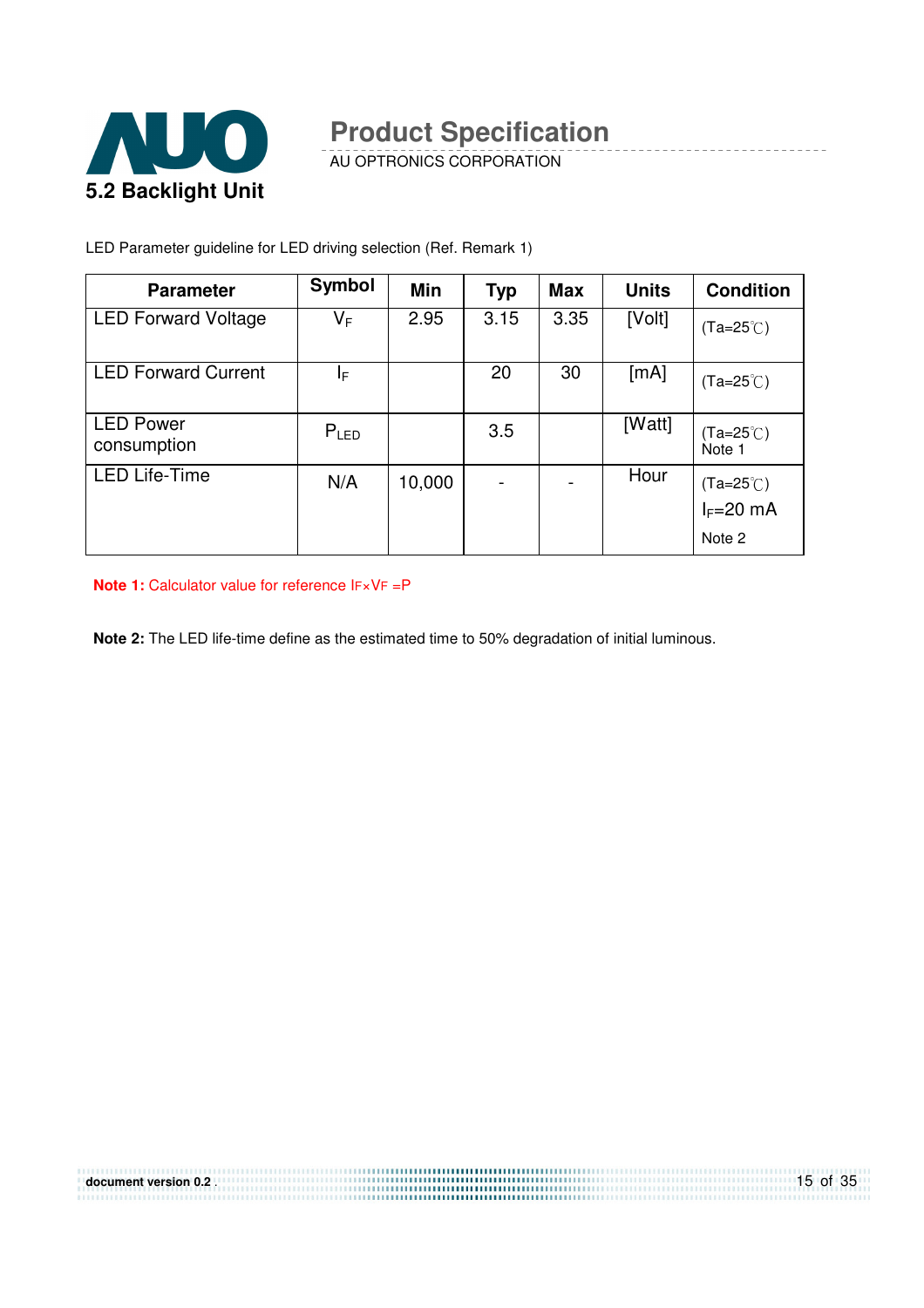## 5.2 Backlight Unit

LED Parameter guideline for LED driving selection (Ref. Remark 1)

| Parameter | Symbol | Min | Typ | Max | Units | Condition |
|---|---|---|---|---|---|---|
| LED Forward Voltage | $V_F$ | 2.95 | 3.15 | 3.35 | [Volt] | (Ta=25℃) |
| LED Forward Current | $I_F$ | | 20 | 30 | [mA] | (Ta=25℃) |
| LED Power consumption | $P_{LED}$ | | 3.5 | | [Watt] | (Ta=25℃) Note 1 |
| LED Life-Time | N/A | 10,000 | - | - | Hour | (Ta=25℃) $I_F$=20 mA Note 2 |

**Note 1:** Calculator value for reference $I_F \times V_F = P$

**Note 2:** The LED life-time define as the estimated time to 50% degradation of initial luminous.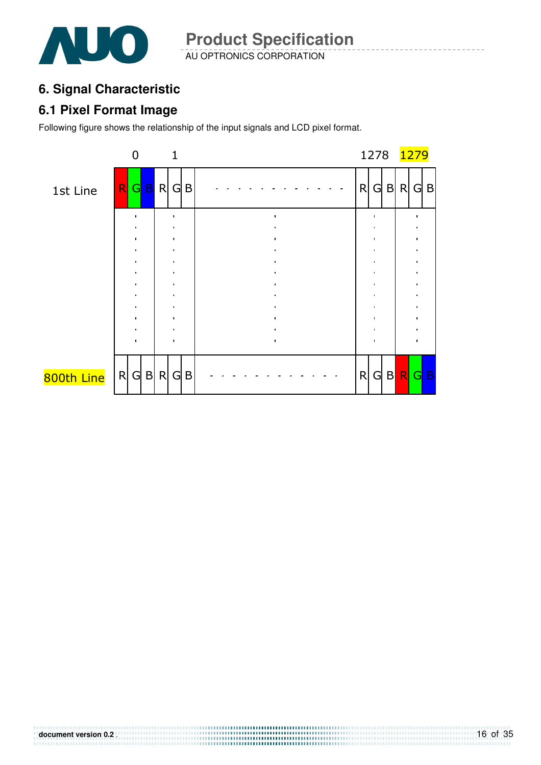# 6. Signal Characteristic

## 6.1 Pixel Format Image

Following figure shows the relationship of the input signals and LCD pixel format.

| | 0 | | | 1 | | | | 1278 | | | 1279 | | |
|---|---|---|---|---|---|---|---|---|---|---|---|---|---|
| 1st Line | R | G | B | R | G | B | - - - - - - - - - - - - - | R | G | B | R | G | B |
| | ⋮ | | | ⋮ | | | ⋮ | ⋮ | | | ⋮ | | |
| 800th Line | R | G | B | R | G | B | - - - - - - - - - - - - - | R | G | B | R | G | B |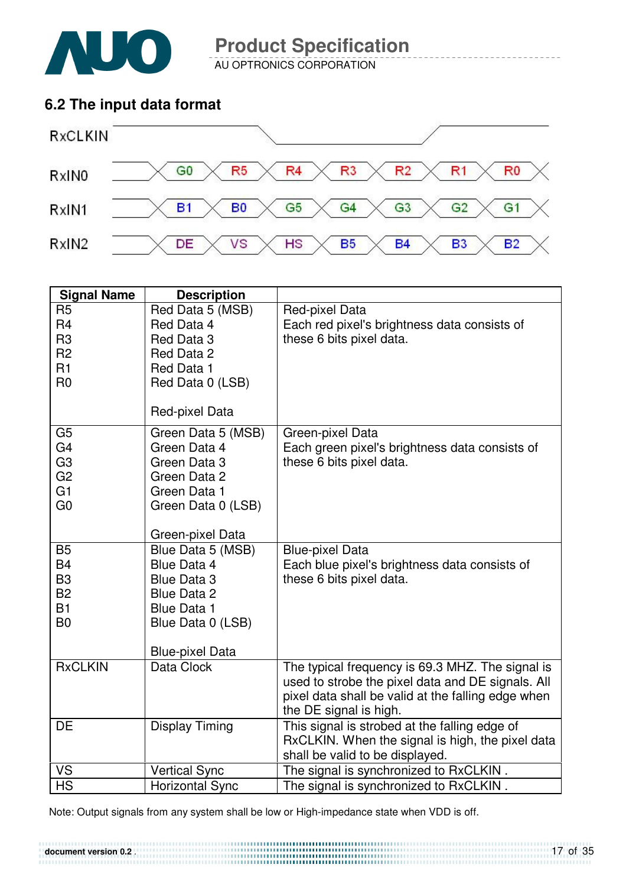## 6.2 The input data format

RxCLKIN

| RxIN0 | G0 | R5 | R4 | R3 | R2 | R1 | R0 |
|---|---|---|---|---|---|---|---|
| RxIN1 | B1 | B0 | G5 | G4 | G3 | G2 | G1 |
| RxIN2 | DE | VS | HS | B5 | B4 | B3 | B2 |

| Signal Name | Description | |
|---|---|---|
| R5<br>R4<br>R3<br>R2<br>R1<br>R0 | Red Data 5 (MSB)<br>Red Data 4<br>Red Data 3<br>Red Data 2<br>Red Data 1<br>Red Data 0 (LSB)<br><br>Red-pixel Data | Red-pixel Data<br>Each red pixel's brightness data consists of these 6 bits pixel data. |
| G5<br>G4<br>G3<br>G2<br>G1<br>G0 | Green Data 5 (MSB)<br>Green Data 4<br>Green Data 3<br>Green Data 2<br>Green Data 1<br>Green Data 0 (LSB)<br><br>Green-pixel Data | Green-pixel Data<br>Each green pixel's brightness data consists of these 6 bits pixel data. |
| B5<br>B4<br>B3<br>B2<br>B1<br>B0 | Blue Data 5 (MSB)<br>Blue Data 4<br>Blue Data 3<br>Blue Data 2<br>Blue Data 1<br>Blue Data 0 (LSB)<br><br>Blue-pixel Data | Blue-pixel Data<br>Each blue pixel's brightness data consists of these 6 bits pixel data. |
| RxCLKIN | Data Clock | The typical frequency is 69.3 MHZ. The signal is used to strobe the pixel data and DE signals. All pixel data shall be valid at the falling edge when the DE signal is high. |
| DE | Display Timing | This signal is strobed at the falling edge of RxCLKIN. When the signal is high, the pixel data shall be valid to be displayed. |
| VS | Vertical Sync | The signal is synchronized to RxCLKIN . |
| HS | Horizontal Sync | The signal is synchronized to RxCLKIN . |

Note: Output signals from any system shall be low or High-impedance state when VDD is off.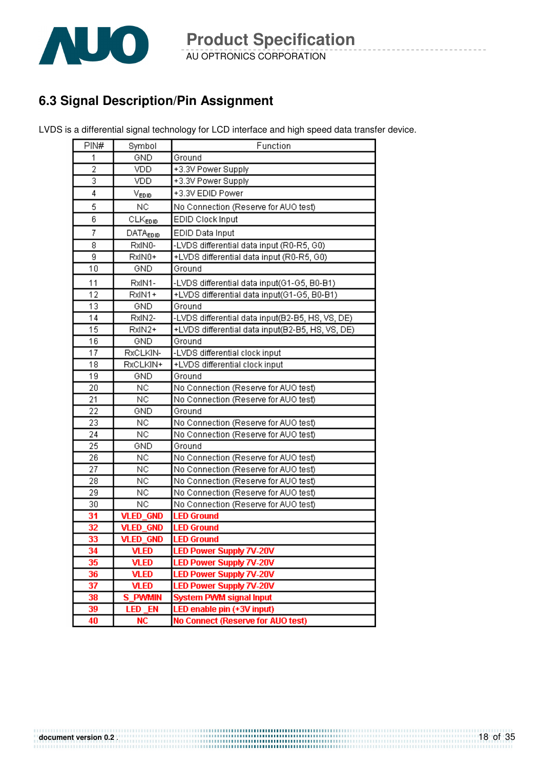## 6.3 Signal Description/Pin Assignment

LVDS is a differential signal technology for LCD interface and high speed data transfer device.

| PIN# | Symbol | Function |
|---|---|---|
| 1 | GND | Ground |
| 2 | VDD | +3.3V Power Supply |
| 3 | VDD | +3.3V Power Supply |
| 4 | $V_{EDID}$ | +3.3V EDID Power |
| 5 | NC | No Connection (Reserve for AUO test) |
| 6 | $CLK_{EDID}$ | EDID Clock Input |
| 7 | $DATA_{EDID}$ | EDID Data Input |
| 8 | RxIN0- | -LVDS differential data input (R0-R5, G0) |
| 9 | RxIN0+ | +LVDS differential data input (R0-R5, G0) |
| 10 | GND | Ground |
| 11 | RxIN1- | -LVDS differential data input(G1-G5, B0-B1) |
| 12 | RxIN1+ | +LVDS differential data input(G1-G5, B0-B1) |
| 13 | GND | Ground |
| 14 | RxIN2- | -LVDS differential data input(B2-B5, HS, VS, DE) |
| 15 | RxIN2+ | +LVDS differential data input(B2-B5, HS, VS, DE) |
| 16 | GND | Ground |
| 17 | RxCLKIN- | -LVDS differential clock input |
| 18 | RxCLKIN+ | +LVDS differential clock input |
| 19 | GND | Ground |
| 20 | NC | No Connection (Reserve for AUO test) |
| 21 | NC | No Connection (Reserve for AUO test) |
| 22 | GND | Ground |
| 23 | NC | No Connection (Reserve for AUO test) |
| 24 | NC | No Connection (Reserve for AUO test) |
| 25 | GND | Ground |
| 26 | NC | No Connection (Reserve for AUO test) |
| 27 | NC | No Connection (Reserve for AUO test) |
| 28 | NC | No Connection (Reserve for AUO test) |
| 29 | NC | No Connection (Reserve for AUO test) |
| 30 | NC | No Connection (Reserve for AUO test) |
| **31** | **VLED_GND** | **LED Ground** |
| **32** | **VLED_GND** | **LED Ground** |
| **33** | **VLED_GND** | **LED Ground** |
| **34** | **VLED** | **LED Power Supply 7V-20V** |
| **35** | **VLED** | **LED Power Supply 7V-20V** |
| **36** | **VLED** | **LED Power Supply 7V-20V** |
| **37** | **VLED** | **LED Power Supply 7V-20V** |
| **38** | **S_PWMIN** | **System PWM signal Input** |
| **39** | **LED _EN** | **LED enable pin (+3V input)** |
| **40** | **NC** | **No Connect (Reserve for AUO test)** |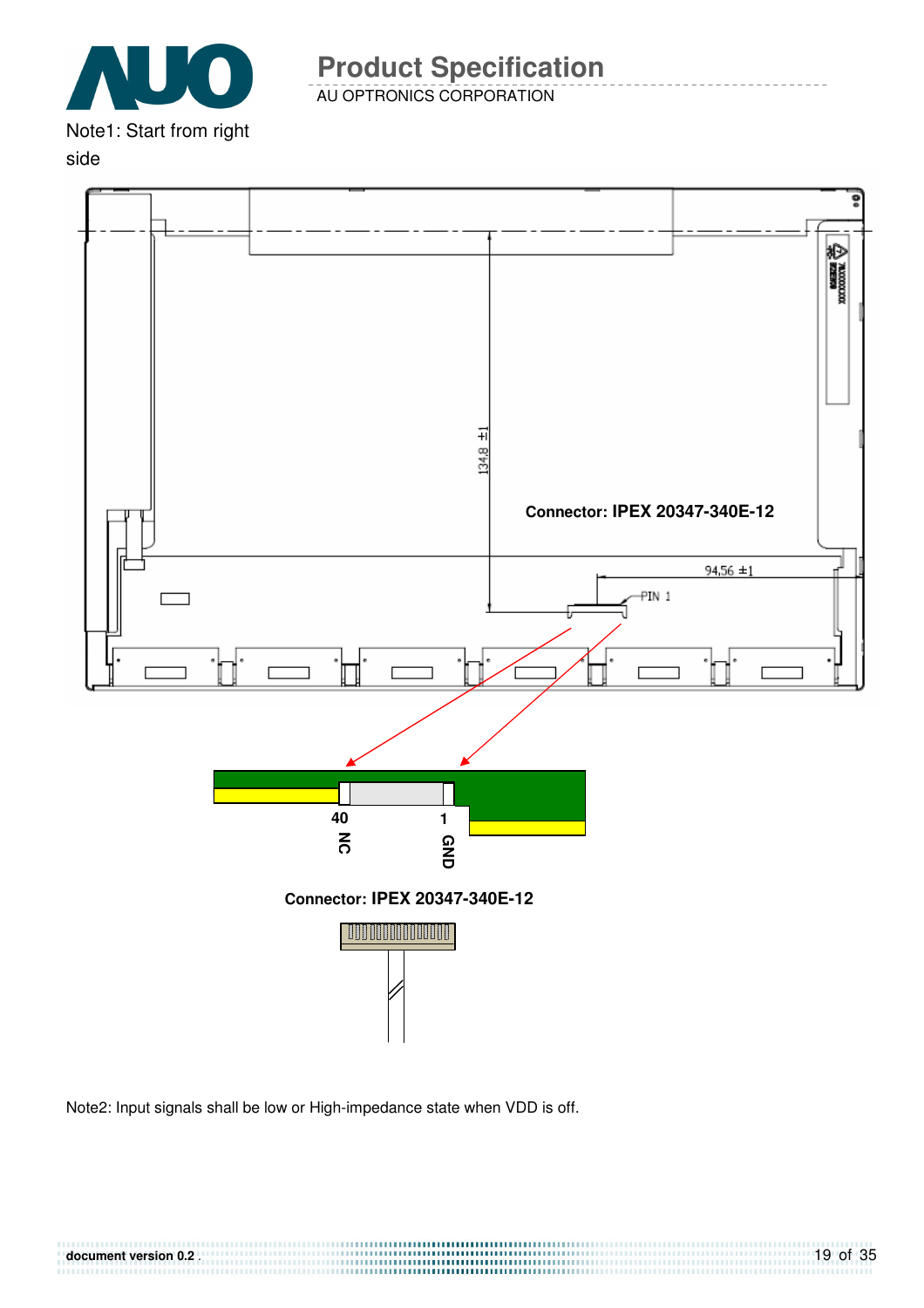Note1: Start from right side

Connector: **IPEX 20347-340E-12**

134.8 ±1

94.56 ±1

PIN 1

40 NC

1 GND

Connector: **IPEX 20347-340E-12**

Note2: Input signals shall be low or High-impedance state when VDD is off.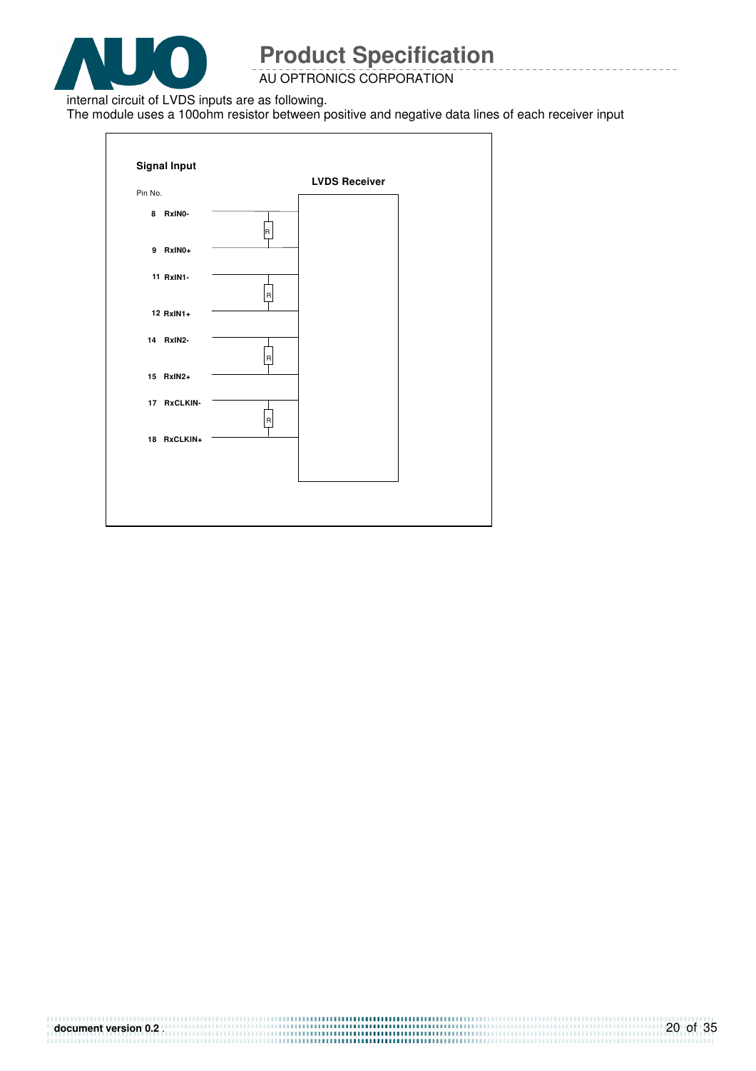internal circuit of LVDS inputs are as following.

The module uses a 100ohm resistor between positive and negative data lines of each receiver input

**Signal Input**

Pin No.

**LVDS Receiver**

| Pin No. | Signal | | |
|---|---|---|---|
| 8 | RxIN0- | R | LVDS Receiver |
| 9 | RxIN0+ | | |
| 11 | RxIN1- | R | |
| 12 | RxIN1+ | | |
| 14 | RxIN2- | R | |
| 15 | RxIN2+ | | |
| 17 | RxCLKIN- | R | |
| 18 | RxCLKIN+ | | |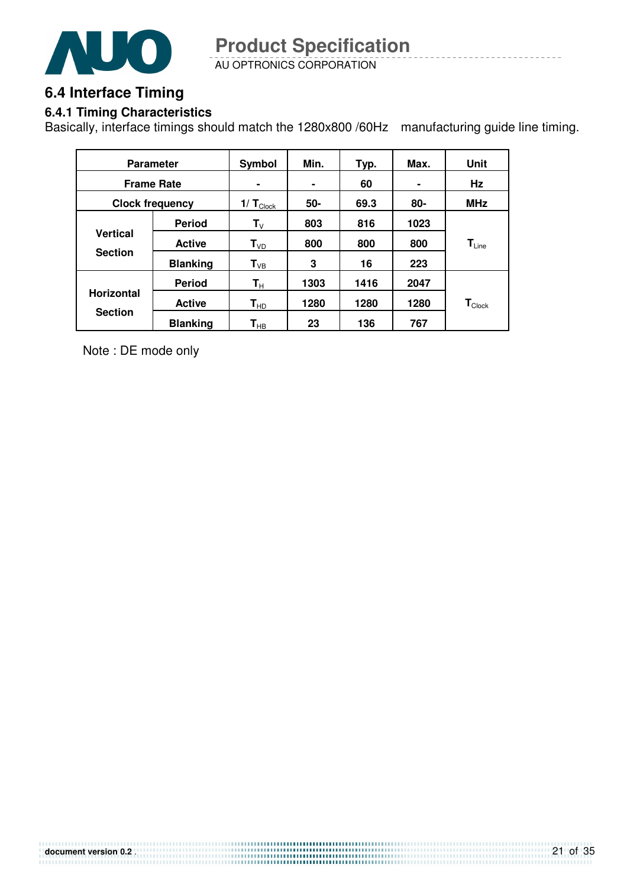## 6.4 Interface Timing

### 6.4.1 Timing Characteristics

Basically, interface timings should match the 1280x800 /60Hz manufacturing guide line timing.

| Parameter | | Symbol | Min. | Typ. | Max. | Unit |
|---|---|---|---|---|---|---|
| Frame Rate | | - | - | 60 | - | Hz |
| Clock frequency | | $1/T_{Clock}$ | 50- | 69.3 | 80- | MHz |
| Vertical Section | Period | $T_V$ | 803 | 816 | 1023 | $T_{Line}$ |
| | Active | $T_{VD}$ | 800 | 800 | 800 | |
| | Blanking | $T_{VB}$ | 3 | 16 | 223 | |
| Horizontal Section | Period | $T_H$ | 1303 | 1416 | 2047 | $T_{Clock}$ |
| | Active | $T_{HD}$ | 1280 | 1280 | 1280 | |
| | Blanking | $T_{HB}$ | 23 | 136 | 767 | |

Note : DE mode only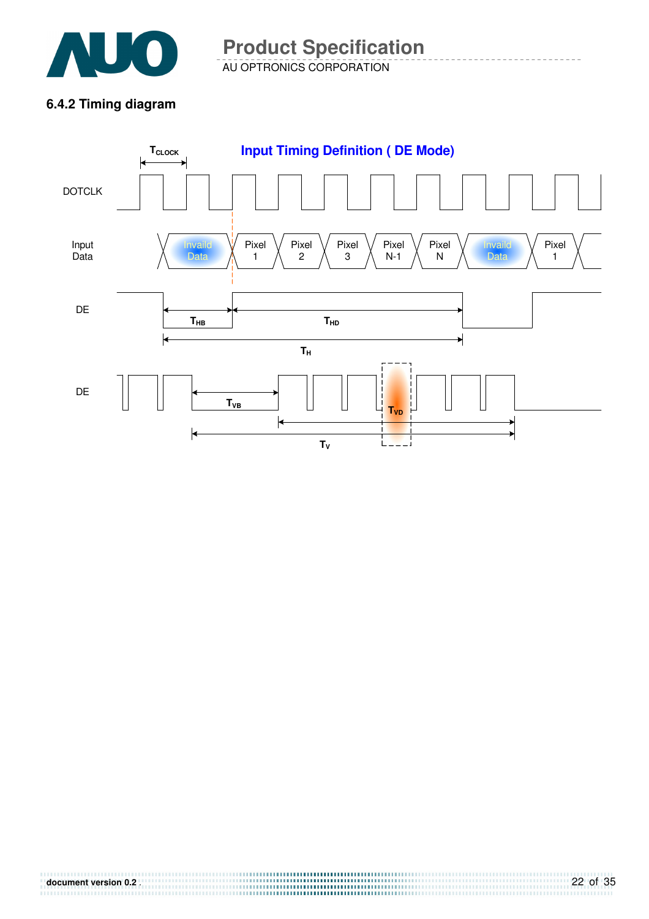### 6.4.2 Timing diagram

Input Timing Definition ( DE Mode)

DOTCLK

Input Data

Invaild Data | Pixel 1 | Pixel 2 | Pixel 3 | Pixel N-1 | Pixel N | Invaild Data | Pixel 1

DE

$T_{CLOCK}$

$T_{HB}$

$T_{HD}$

$T_H$

DE

$T_{VB}$

$T_{VD}$

$T_V$

document version 0.2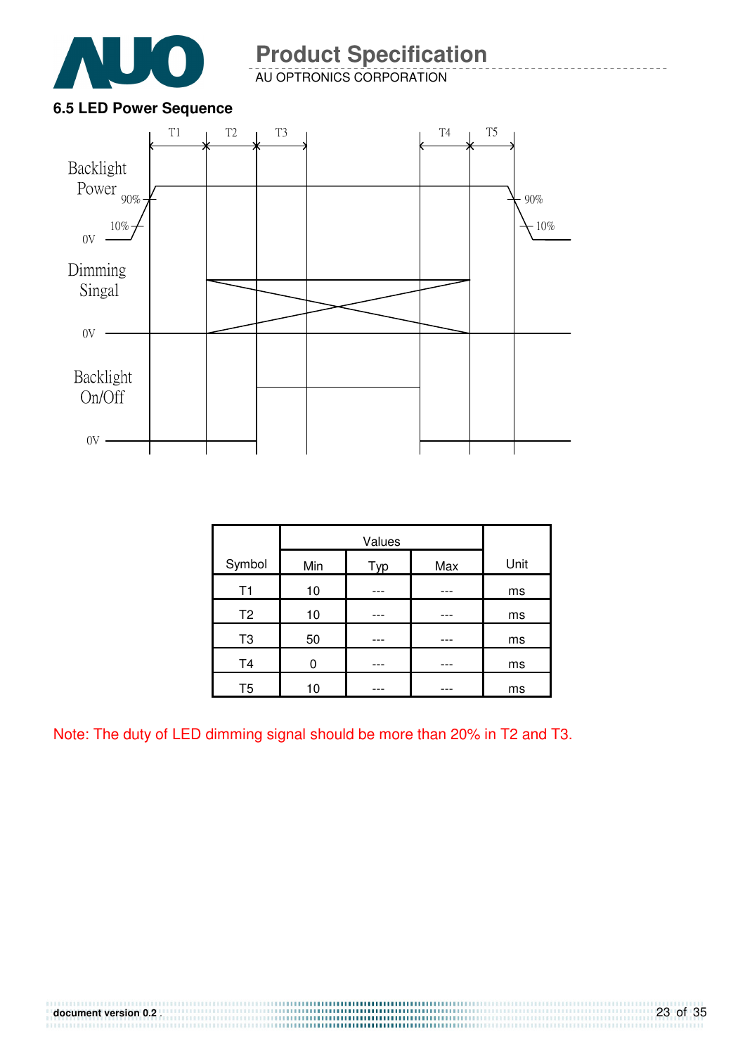### 6.5 LED Power Sequence

| Symbol | Values | | | Unit |
|---|---|---|---|---|
| | Min | Typ | Max | |
| T1 | 10 | --- | --- | ms |
| T2 | 10 | --- | --- | ms |
| T3 | 50 | --- | --- | ms |
| T4 | 0 | --- | --- | ms |
| T5 | 10 | --- | --- | ms |

Note: The duty of LED dimming signal should be more than 20% in T2 and T3.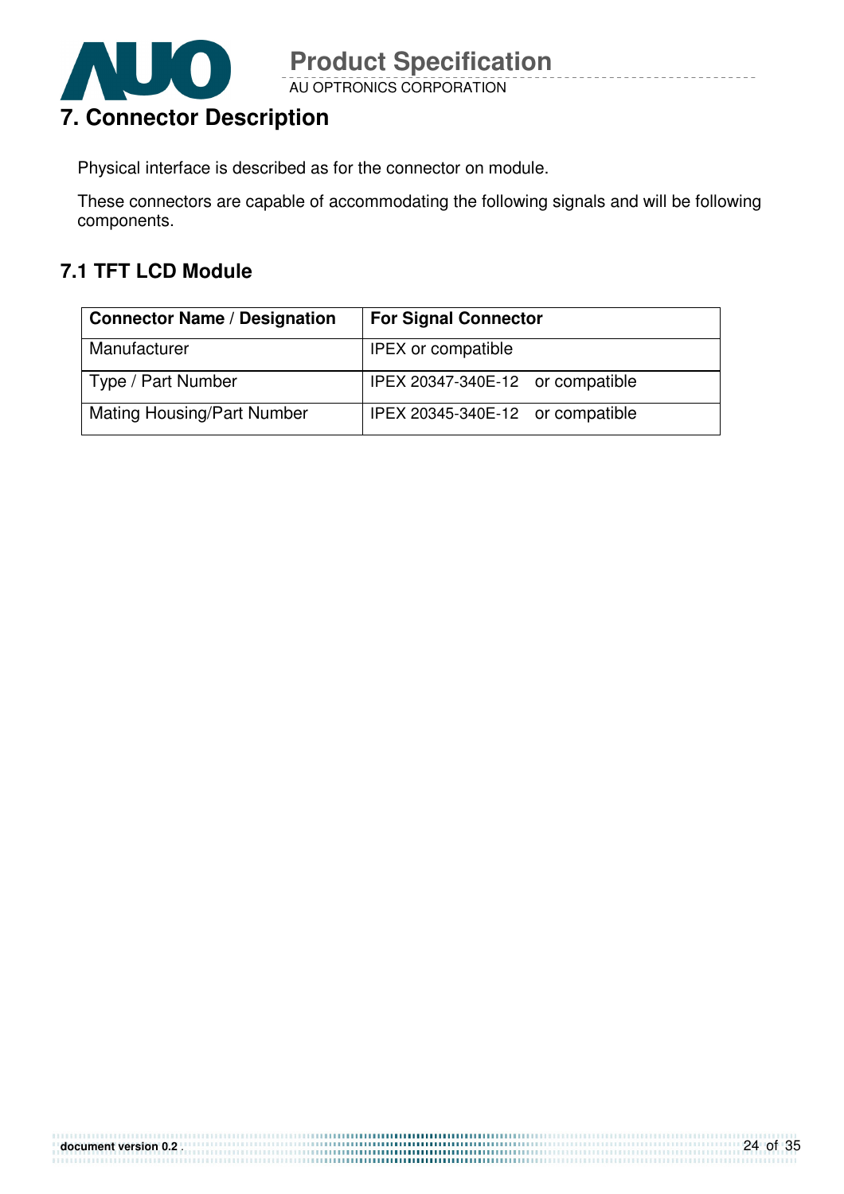# 7. Connector Description

Physical interface is described as for the connector on module.

These connectors are capable of accommodating the following signals and will be following components.

## 7.1 TFT LCD Module

| Connector Name / Designation | For Signal Connector |
|---|---|
| Manufacturer | IPEX or compatible |
| Type / Part Number | IPEX 20347-340E-12 or compatible |
| Mating Housing/Part Number | IPEX 20345-340E-12 or compatible |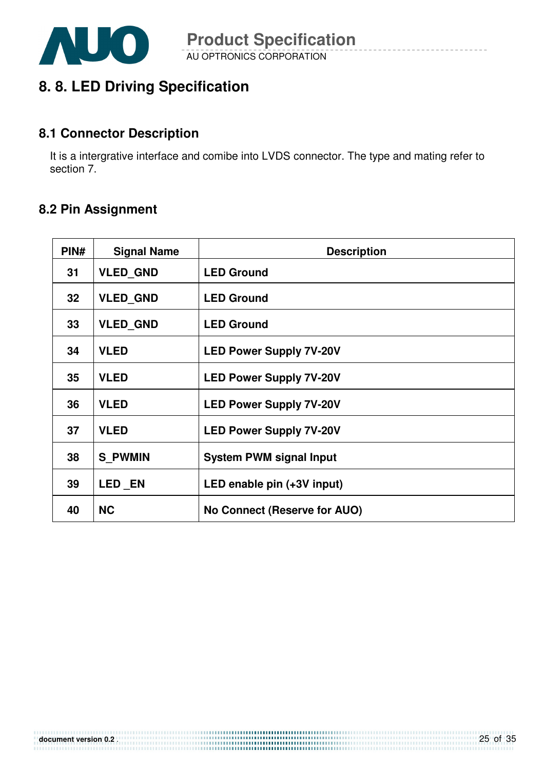# 8. 8. LED Driving Specification

## 8.1 Connector Description

It is a intergrative interface and comibe into LVDS connector. The type and mating refer to section 7.

## 8.2 Pin Assignment

| PIN# | Signal Name | Description |
|---|---|---|
| 31 | VLED_GND | LED Ground |
| 32 | VLED_GND | LED Ground |
| 33 | VLED_GND | LED Ground |
| 34 | VLED | LED Power Supply 7V-20V |
| 35 | VLED | LED Power Supply 7V-20V |
| 36 | VLED | LED Power Supply 7V-20V |
| 37 | VLED | LED Power Supply 7V-20V |
| 38 | S_PWMIN | System PWM signal Input |
| 39 | LED _EN | LED enable pin (+3V input) |
| 40 | NC | No Connect (Reserve for AUO) |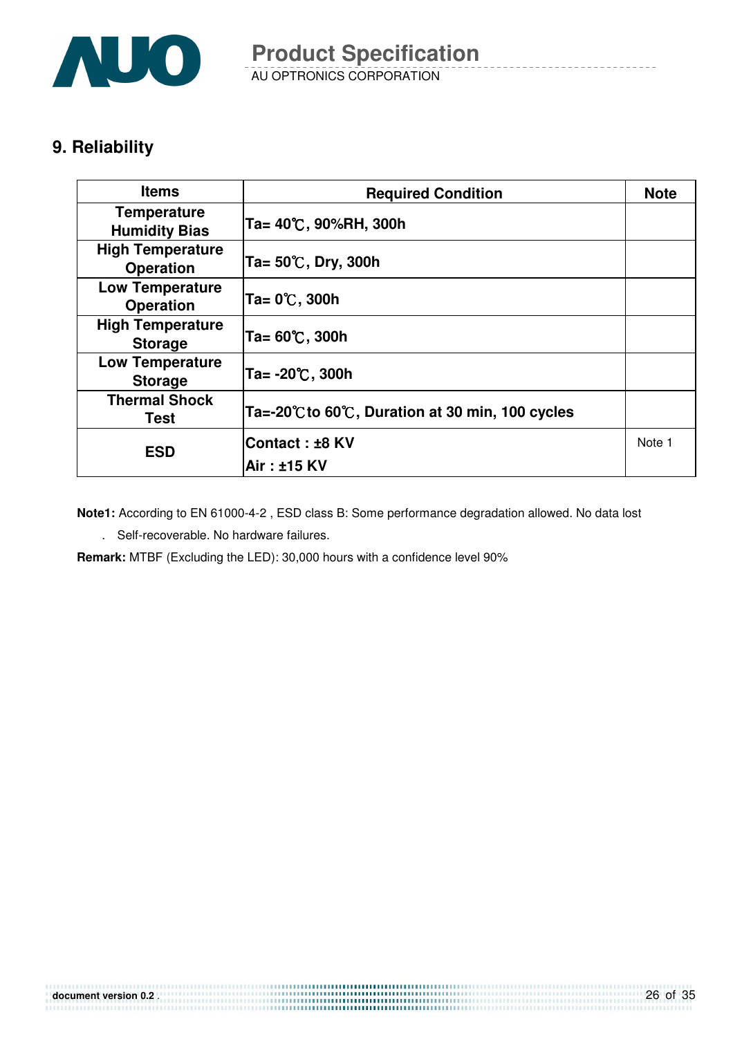## 9. Reliability

| Items | Required Condition | Note |
|---|---|---|
| Temperature Humidity Bias | Ta= 40℃, 90%RH, 300h | |
| High Temperature Operation | Ta= 50℃, Dry, 300h | |
| Low Temperature Operation | Ta= 0℃, 300h | |
| High Temperature Storage | Ta= 60℃, 300h | |
| Low Temperature Storage | Ta= -20℃, 300h | |
| Thermal Shock Test | Ta=-20℃to 60℃, Duration at 30 min, 100 cycles | |
| ESD | Contact : ±8 KV<br>Air : ±15 KV | Note 1 |

**Note1:** According to EN 61000-4-2 , ESD class B: Some performance degradation allowed. No data lost

. Self-recoverable. No hardware failures.

**Remark:** MTBF (Excluding the LED): 30,000 hours with a confidence level 90%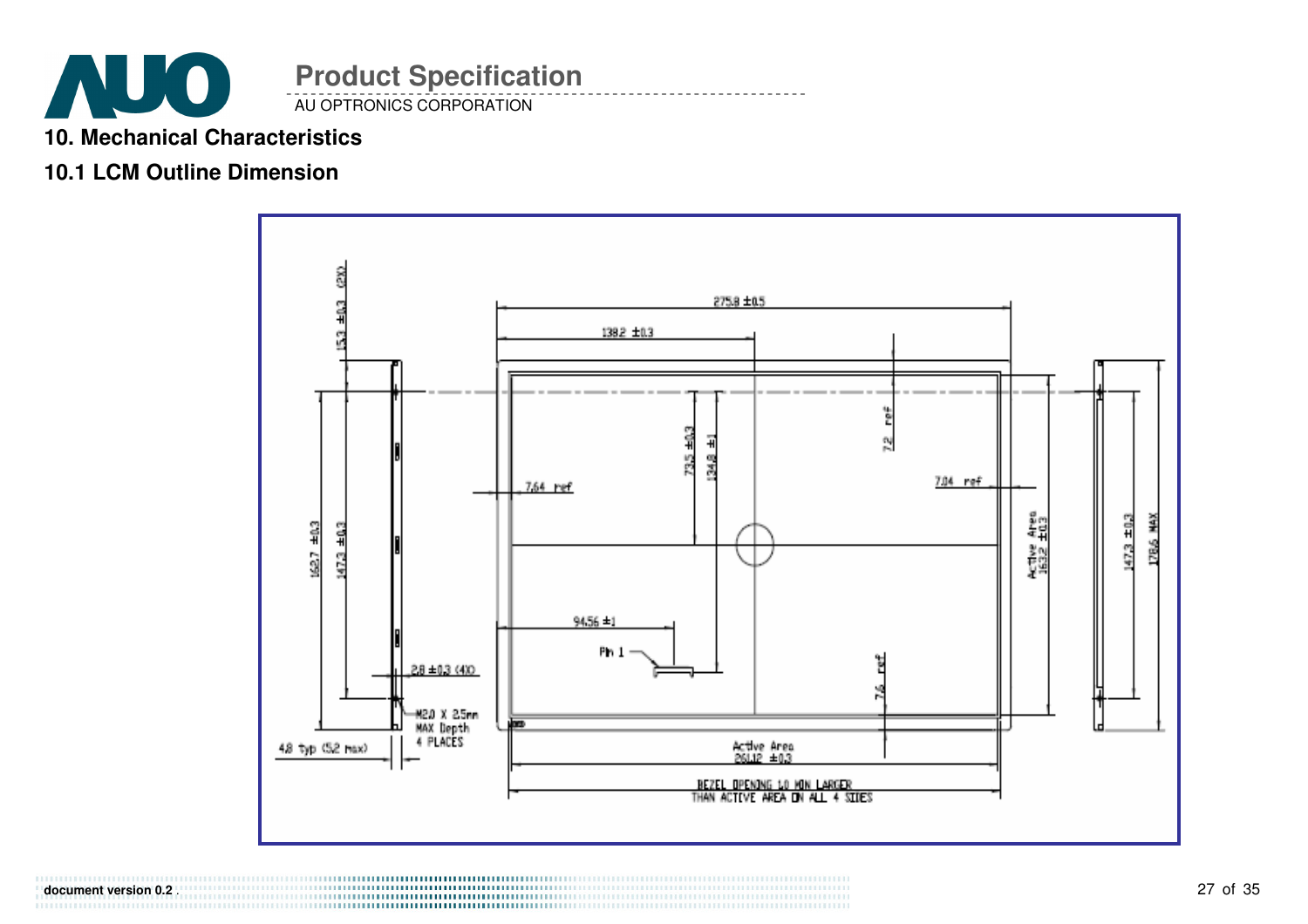## 10. Mechanical Characteristics

### 10.1 LCM Outline Dimension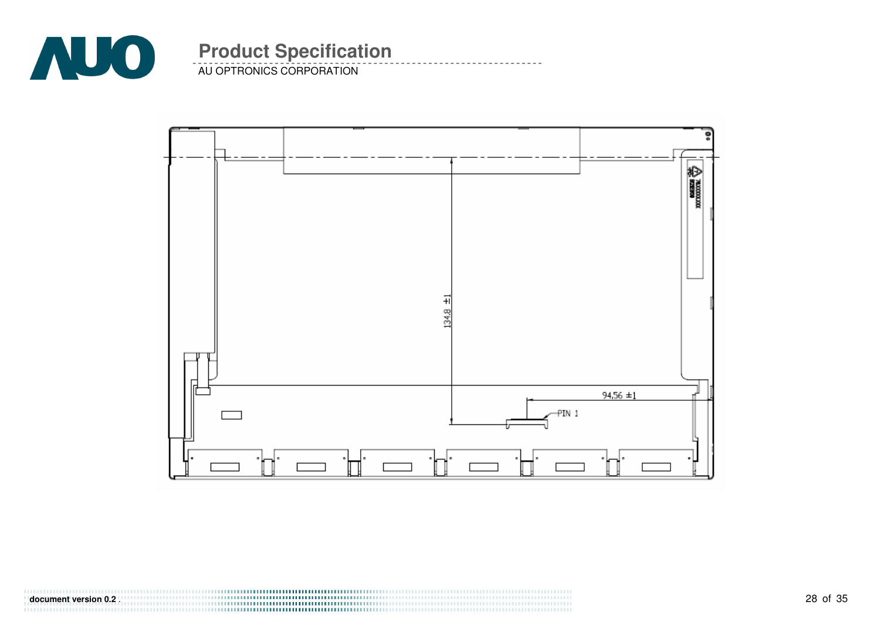134.8 ±1

94.56 ±1

PIN 1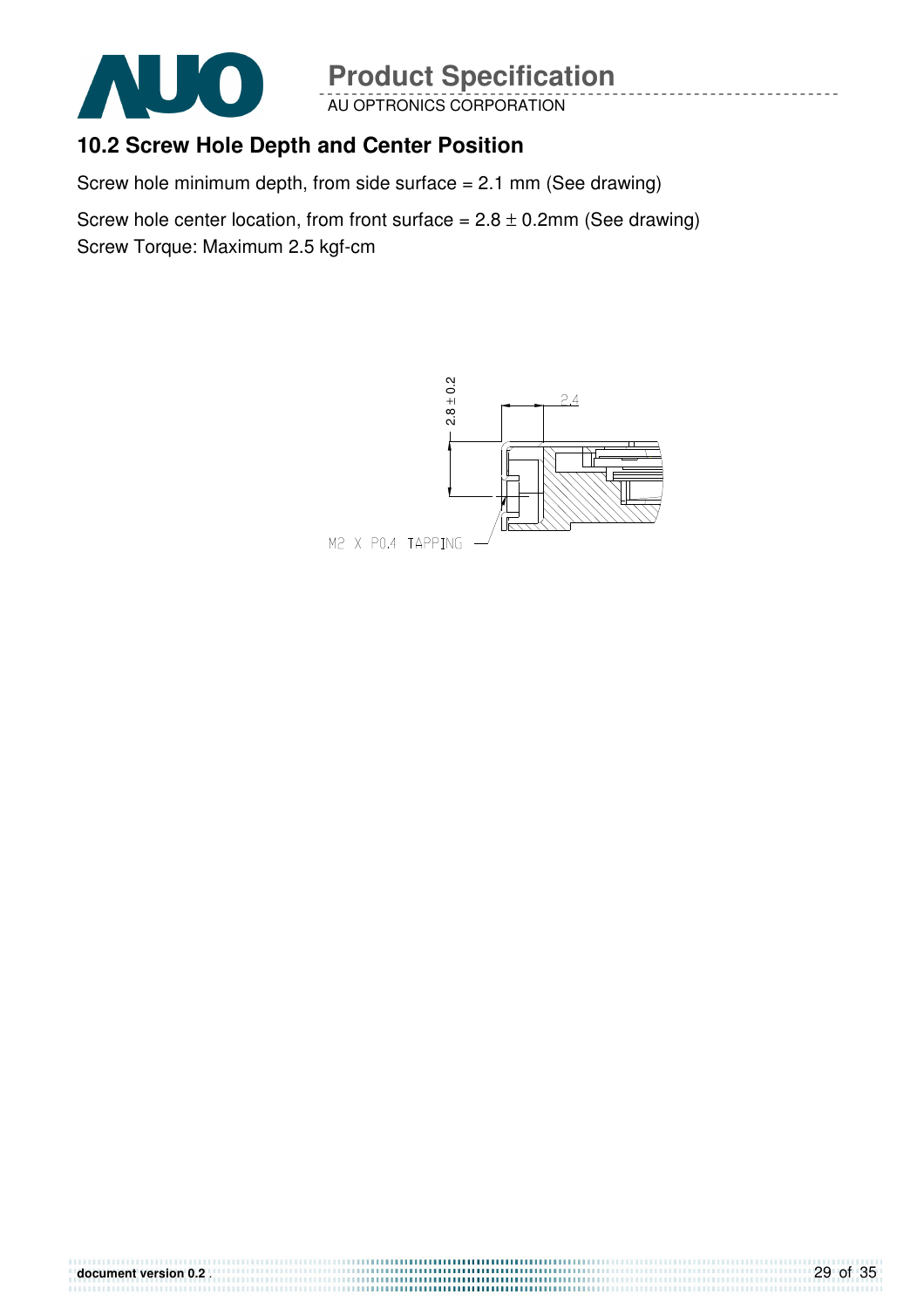## 10.2 Screw Hole Depth and Center Position

Screw hole minimum depth, from side surface = 2.1 mm (See drawing)

Screw hole center location, from front surface = 2.8 ± 0.2mm (See drawing)

Screw Torque: Maximum 2.5 kgf-cm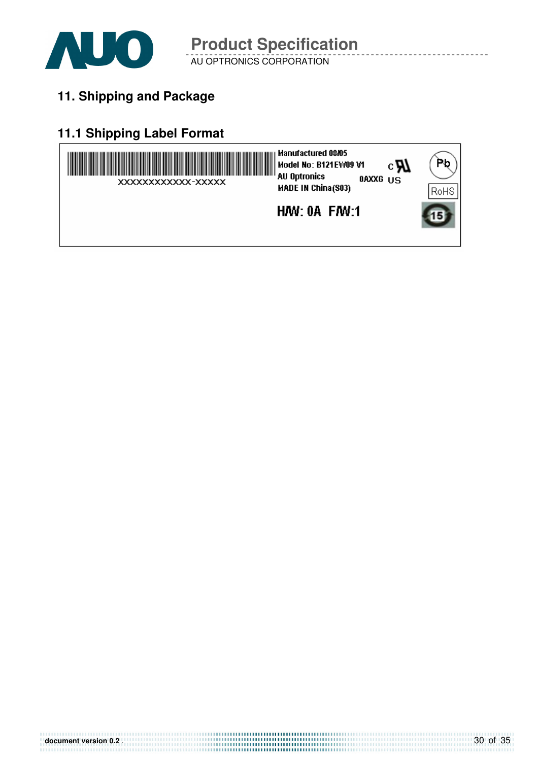# 11. Shipping and Package

## 11.1 Shipping Label Format

XXXXXXXXXXXX-XXXXX

Manufactured 08/05
Model No: B121EW09 V1
AU Optronics
MADE IN China(S03)

0AXXG

c US

Pb

RoHS

HW: 0A F/W:1

15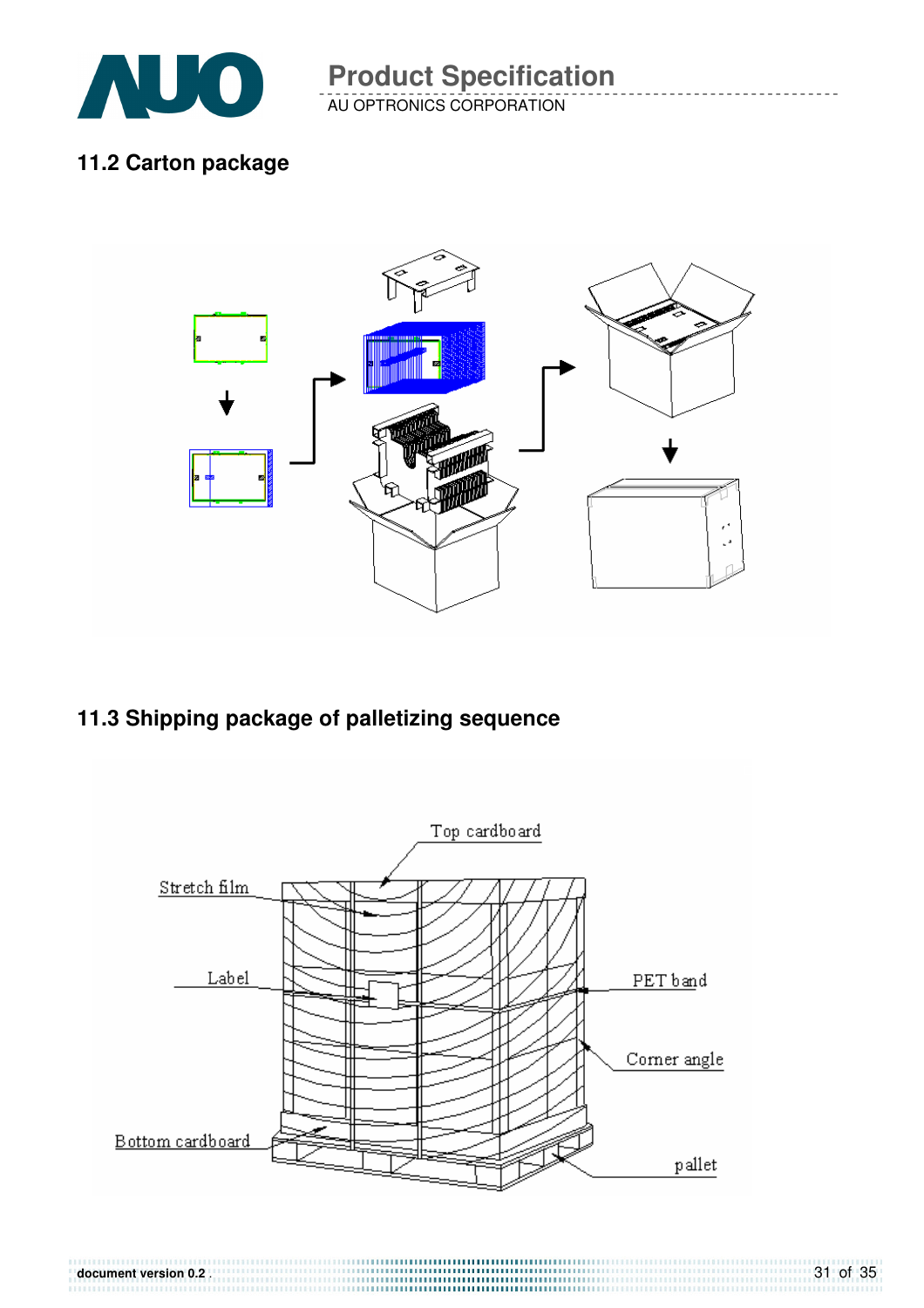## 11.2 Carton package

## 11.3 Shipping package of palletizing sequence

Top cardboard

Stretch film

Label

PET band

Corner angle

Bottom cardboard

pallet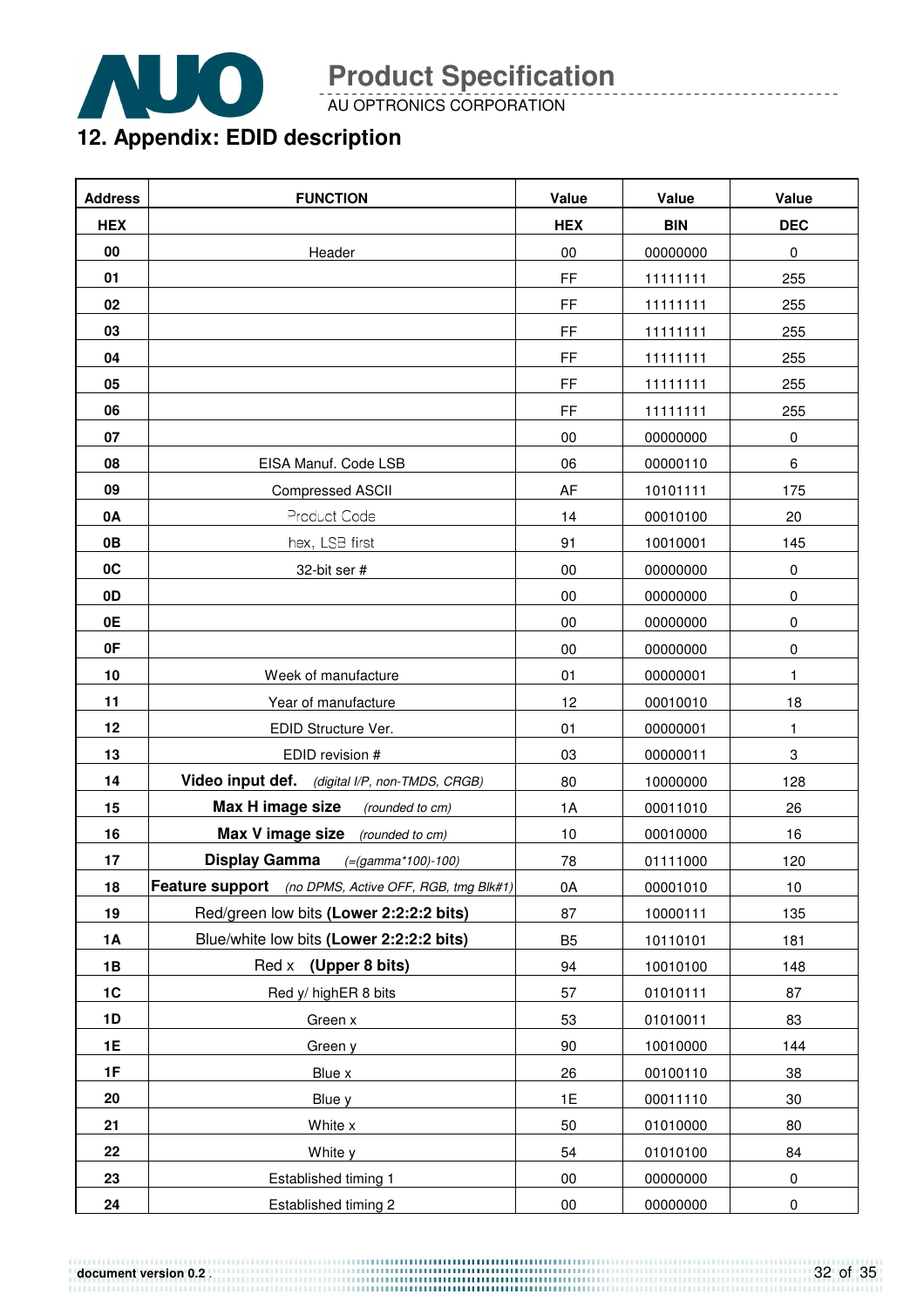## 12. Appendix: EDID description

| Address | FUNCTION | Value | Value | Value |
|---|---|---|---|---|
| HEX | | HEX | BIN | DEC |
| 00 | Header | 00 | 00000000 | 0 |
| 01 | | FF | 11111111 | 255 |
| 02 | | FF | 11111111 | 255 |
| 03 | | FF | 11111111 | 255 |
| 04 | | FF | 11111111 | 255 |
| 05 | | FF | 11111111 | 255 |
| 06 | | FF | 11111111 | 255 |
| 07 | | 00 | 00000000 | 0 |
| 08 | EISA Manuf. Code LSB | 06 | 00000110 | 6 |
| 09 | Compressed ASCII | AF | 10101111 | 175 |
| 0A | Product Code | 14 | 00010100 | 20 |
| 0B | hex, LSB first | 91 | 10010001 | 145 |
| 0C | 32-bit ser # | 00 | 00000000 | 0 |
| 0D | | 00 | 00000000 | 0 |
| 0E | | 00 | 00000000 | 0 |
| 0F | | 00 | 00000000 | 0 |
| 10 | Week of manufacture | 01 | 00000001 | 1 |
| 11 | Year of manufacture | 12 | 00010010 | 18 |
| 12 | EDID Structure Ver. | 01 | 00000001 | 1 |
| 13 | EDID revision # | 03 | 00000011 | 3 |
| 14 | **Video input def.** *(digital I/P, non-TMDS, CRGB)* | 80 | 10000000 | 128 |
| 15 | **Max H image size** *(rounded to cm)* | 1A | 00011010 | 26 |
| 16 | **Max V image size** *(rounded to cm)* | 10 | 00010000 | 16 |
| 17 | **Display Gamma** *(=(gamma*100)-100)* | 78 | 01111000 | 120 |
| 18 | **Feature support** *(no DPMS, Active OFF, RGB, tmg Blk#1)* | 0A | 00001010 | 10 |
| 19 | Red/green low bits **(Lower 2:2:2:2 bits)** | 87 | 10000111 | 135 |
| 1A | Blue/white low bits **(Lower 2:2:2:2 bits)** | B5 | 10110101 | 181 |
| 1B | Red x **(Upper 8 bits)** | 94 | 10010100 | 148 |
| 1C | Red y/ highER 8 bits | 57 | 01010111 | 87 |
| 1D | Green x | 53 | 01010011 | 83 |
| 1E | Green y | 90 | 10010000 | 144 |
| 1F | Blue x | 26 | 00100110 | 38 |
| 20 | Blue y | 1E | 00011110 | 30 |
| 21 | White x | 50 | 01010000 | 80 |
| 22 | White y | 54 | 01010100 | 84 |
| 23 | Established timing 1 | 00 | 00000000 | 0 |
| 24 | Established timing 2 | 00 | 00000000 | 0 |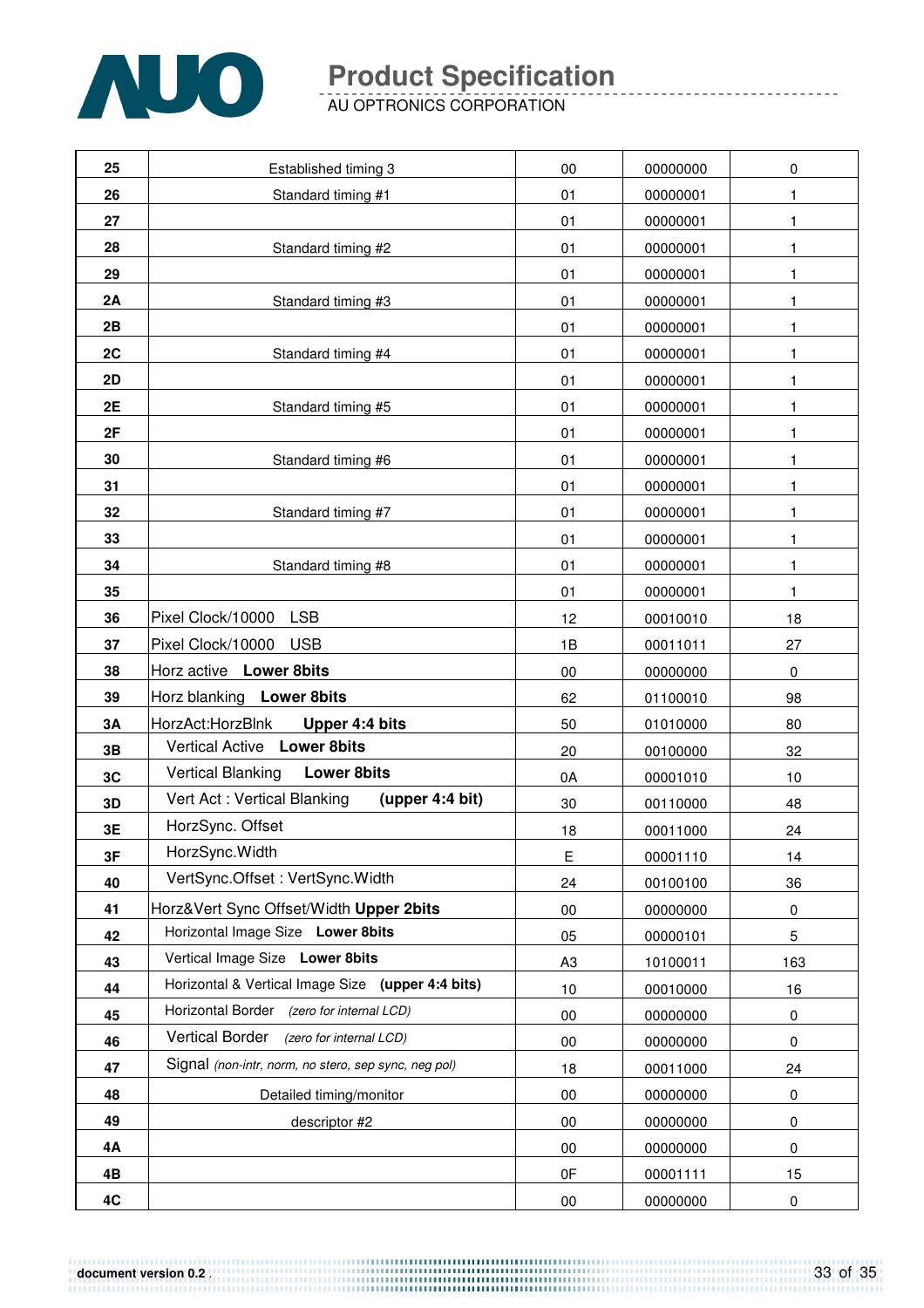| 25 | Established timing 3 | 00 | 00000000 | 0 |
|---|---|---|---|---|
| 26 | Standard timing #1 | 01 | 00000001 | 1 |
| 27 | | 01 | 00000001 | 1 |
| 28 | Standard timing #2 | 01 | 00000001 | 1 |
| 29 | | 01 | 00000001 | 1 |
| 2A | Standard timing #3 | 01 | 00000001 | 1 |
| 2B | | 01 | 00000001 | 1 |
| 2C | Standard timing #4 | 01 | 00000001 | 1 |
| 2D | | 01 | 00000001 | 1 |
| 2E | Standard timing #5 | 01 | 00000001 | 1 |
| 2F | | 01 | 00000001 | 1 |
| 30 | Standard timing #6 | 01 | 00000001 | 1 |
| 31 | | 01 | 00000001 | 1 |
| 32 | Standard timing #7 | 01 | 00000001 | 1 |
| 33 | | 01 | 00000001 | 1 |
| 34 | Standard timing #8 | 01 | 00000001 | 1 |
| 35 | | 01 | 00000001 | 1 |
| 36 | Pixel Clock/10000 LSB | 12 | 00010010 | 18 |
| 37 | Pixel Clock/10000 USB | 1B | 00011011 | 27 |
| 38 | Horz active **Lower 8bits** | 00 | 00000000 | 0 |
| 39 | Horz blanking **Lower 8bits** | 62 | 01100010 | 98 |
| 3A | HorzAct:HorzBlnk **Upper 4:4 bits** | 50 | 01010000 | 80 |
| 3B | Vertical Active **Lower 8bits** | 20 | 00100000 | 32 |
| 3C | Vertical Blanking **Lower 8bits** | 0A | 00001010 | 10 |
| 3D | Vert Act : Vertical Blanking **(upper 4:4 bit)** | 30 | 00110000 | 48 |
| 3E | HorzSync. Offset | 18 | 00011000 | 24 |
| 3F | HorzSync.Width | E | 00001110 | 14 |
| 40 | VertSync.Offset : VertSync.Width | 24 | 00100100 | 36 |
| 41 | Horz&Vert Sync Offset/Width **Upper 2bits** | 00 | 00000000 | 0 |
| 42 | Horizontal Image Size **Lower 8bits** | 05 | 00000101 | 5 |
| 43 | Vertical Image Size **Lower 8bits** | A3 | 10100011 | 163 |
| 44 | Horizontal & Vertical Image Size **(upper 4:4 bits)** | 10 | 00010000 | 16 |
| 45 | Horizontal Border *(zero for internal LCD)* | 00 | 00000000 | 0 |
| 46 | Vertical Border *(zero for internal LCD)* | 00 | 00000000 | 0 |
| 47 | Signal *(non-intr, norm, no stero, sep sync, neg pol)* | 18 | 00011000 | 24 |
| 48 | Detailed timing/monitor | 00 | 00000000 | 0 |
| 49 | descriptor #2 | 00 | 00000000 | 0 |
| 4A | | 00 | 00000000 | 0 |
| 4B | | 0F | 00001111 | 15 |
| 4C | | 00 | 00000000 | 0 |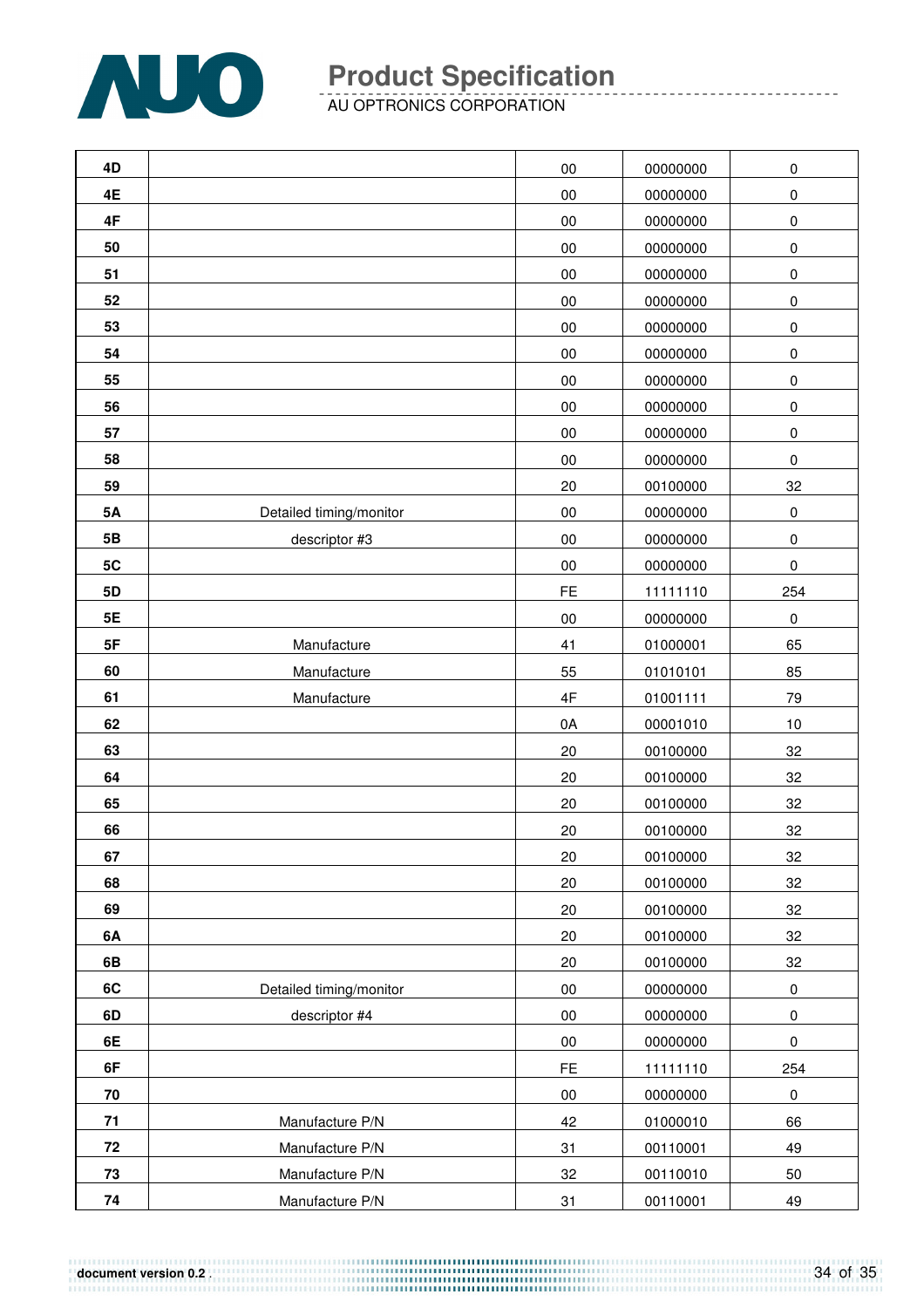| | | | | |
|---|---|---|---|---|
| 4D | | 00 | 00000000 | 0 |
| 4E | | 00 | 00000000 | 0 |
| 4F | | 00 | 00000000 | 0 |
| 50 | | 00 | 00000000 | 0 |
| 51 | | 00 | 00000000 | 0 |
| 52 | | 00 | 00000000 | 0 |
| 53 | | 00 | 00000000 | 0 |
| 54 | | 00 | 00000000 | 0 |
| 55 | | 00 | 00000000 | 0 |
| 56 | | 00 | 00000000 | 0 |
| 57 | | 00 | 00000000 | 0 |
| 58 | | 00 | 00000000 | 0 |
| 59 | | 20 | 00100000 | 32 |
| 5A | Detailed timing/monitor | 00 | 00000000 | 0 |
| 5B | descriptor #3 | 00 | 00000000 | 0 |
| 5C | | 00 | 00000000 | 0 |
| 5D | | FE | 11111110 | 254 |
| 5E | | 00 | 00000000 | 0 |
| 5F | Manufacture | 41 | 01000001 | 65 |
| 60 | Manufacture | 55 | 01010101 | 85 |
| 61 | Manufacture | 4F | 01001111 | 79 |
| 62 | | 0A | 00001010 | 10 |
| 63 | | 20 | 00100000 | 32 |
| 64 | | 20 | 00100000 | 32 |
| 65 | | 20 | 00100000 | 32 |
| 66 | | 20 | 00100000 | 32 |
| 67 | | 20 | 00100000 | 32 |
| 68 | | 20 | 00100000 | 32 |
| 69 | | 20 | 00100000 | 32 |
| 6A | | 20 | 00100000 | 32 |
| 6B | | 20 | 00100000 | 32 |
| 6C | Detailed timing/monitor | 00 | 00000000 | 0 |
| 6D | descriptor #4 | 00 | 00000000 | 0 |
| 6E | | 00 | 00000000 | 0 |
| 6F | | FE | 11111110 | 254 |
| 70 | | 00 | 00000000 | 0 |
| 71 | Manufacture P/N | 42 | 01000010 | 66 |
| 72 | Manufacture P/N | 31 | 00110001 | 49 |
| 73 | Manufacture P/N | 32 | 00110010 | 50 |
| 74 | Manufacture P/N | 31 | 00110001 | 49 |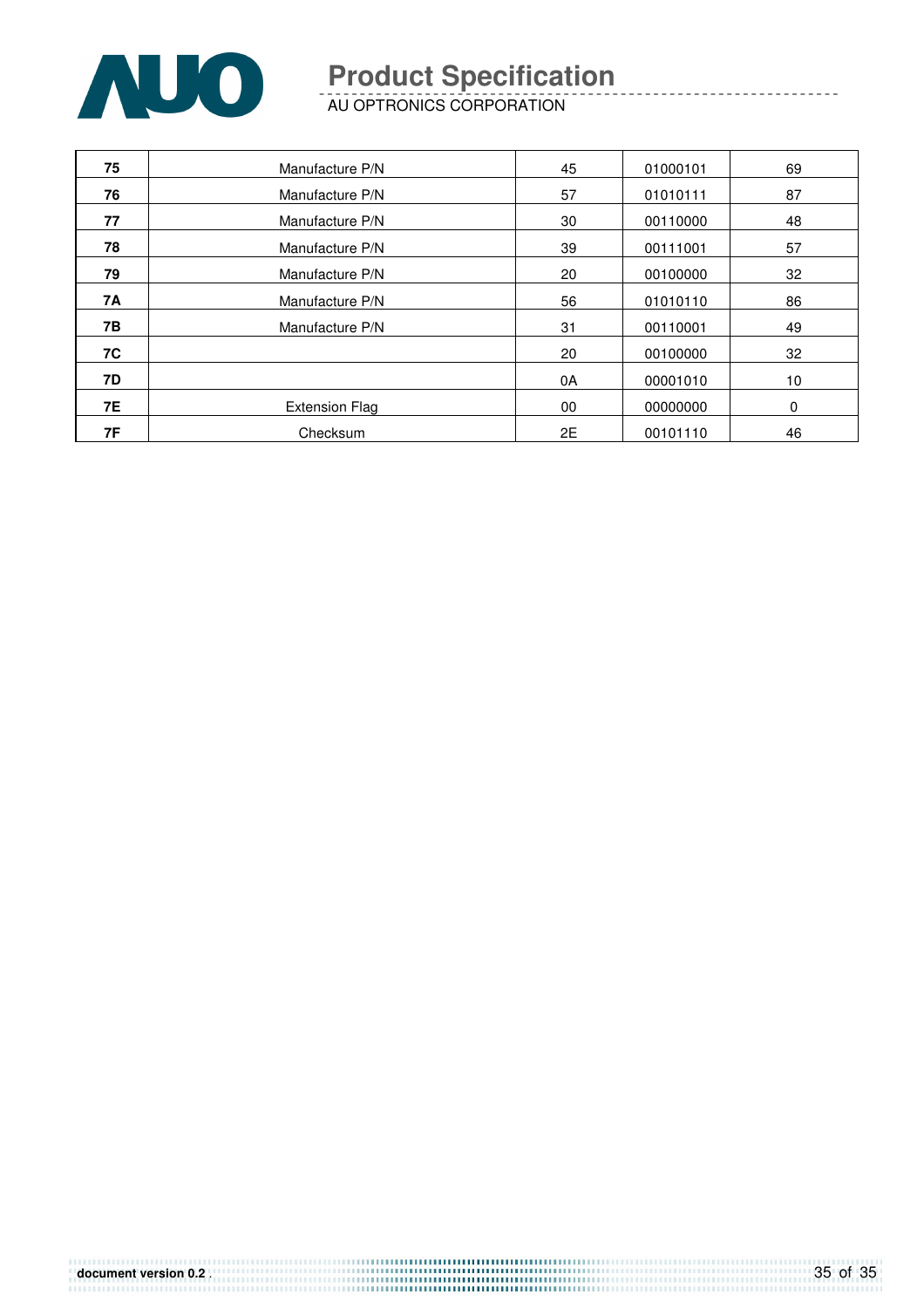| | | | | |
|---|---|---|---|---|
| **75** | Manufacture P/N | 45 | 01000101 | 69 |
| **76** | Manufacture P/N | 57 | 01010111 | 87 |
| **77** | Manufacture P/N | 30 | 00110000 | 48 |
| **78** | Manufacture P/N | 39 | 00111001 | 57 |
| **79** | Manufacture P/N | 20 | 00100000 | 32 |
| **7A** | Manufacture P/N | 56 | 01010110 | 86 |
| **7B** | Manufacture P/N | 31 | 00110001 | 49 |
| **7C** | | 20 | 00100000 | 32 |
| **7D** | | 0A | 00001010 | 10 |
| **7E** | Extension Flag | 00 | 00000000 | 0 |
| **7F** | Checksum | 2E | 00101110 | 46 |